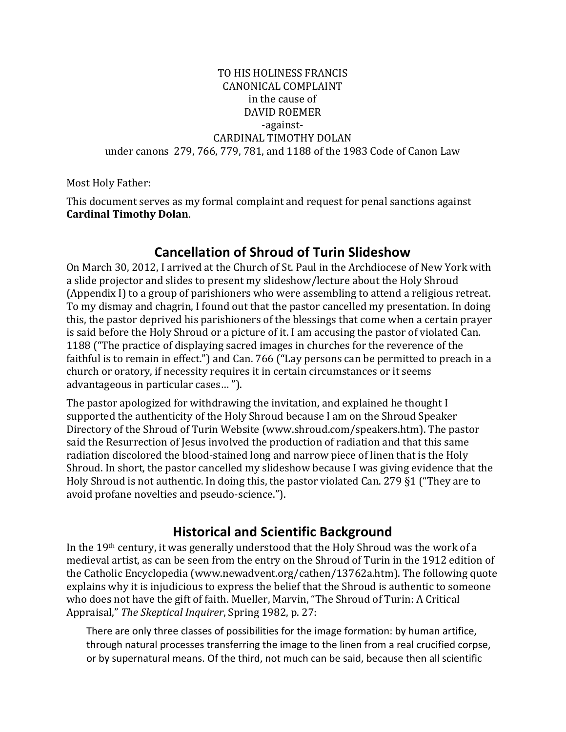TO HIS HOLINESS FRANCIS
CANONICAL COMPLAINT
in the cause of
DAVID ROEMER
-against-
CARDINAL TIMOTHY DOLAN
under canons 279, 766, 779, 781, and 1188 of the 1983 Code of Canon Law

Most Holy Father:

This document serves as my formal complaint and request for penal sanctions against **Cardinal Timothy Dolan**.

## Cancellation of Shroud of Turin Slideshow

On March 30, 2012, I arrived at the Church of St. Paul in the Archdiocese of New York with a slide projector and slides to present my slideshow/lecture about the Holy Shroud (Appendix I) to a group of parishioners who were assembling to attend a religious retreat. To my dismay and chagrin, I found out that the pastor cancelled my presentation. In doing this, the pastor deprived his parishioners of the blessings that come when a certain prayer is said before the Holy Shroud or a picture of it. I am accusing the pastor of violated Can. 1188 ("The practice of displaying sacred images in churches for the reverence of the faithful is to remain in effect.") and Can. 766 ("Lay persons can be permitted to preach in a church or oratory, if necessity requires it in certain circumstances or it seems advantageous in particular cases… ").

The pastor apologized for withdrawing the invitation, and explained he thought I supported the authenticity of the Holy Shroud because I am on the Shroud Speaker Directory of the Shroud of Turin Website (www.shroud.com/speakers.htm). The pastor said the Resurrection of Jesus involved the production of radiation and that this same radiation discolored the blood-stained long and narrow piece of linen that is the Holy Shroud. In short, the pastor cancelled my slideshow because I was giving evidence that the Holy Shroud is not authentic. In doing this, the pastor violated Can. 279 §1 ("They are to avoid profane novelties and pseudo-science.").

## Historical and Scientific Background

In the 19th century, it was generally understood that the Holy Shroud was the work of a medieval artist, as can be seen from the entry on the Shroud of Turin in the 1912 edition of the Catholic Encyclopedia (www.newadvent.org/cathen/13762a.htm). The following quote explains why it is injudicious to express the belief that the Shroud is authentic to someone who does not have the gift of faith. Mueller, Marvin, "The Shroud of Turin: A Critical Appraisal," *The Skeptical Inquirer*, Spring 1982, p. 27:

> There are only three classes of possibilities for the image formation: by human artifice, through natural processes transferring the image to the linen from a real crucified corpse, or by supernatural means. Of the third, not much can be said, because then all scientific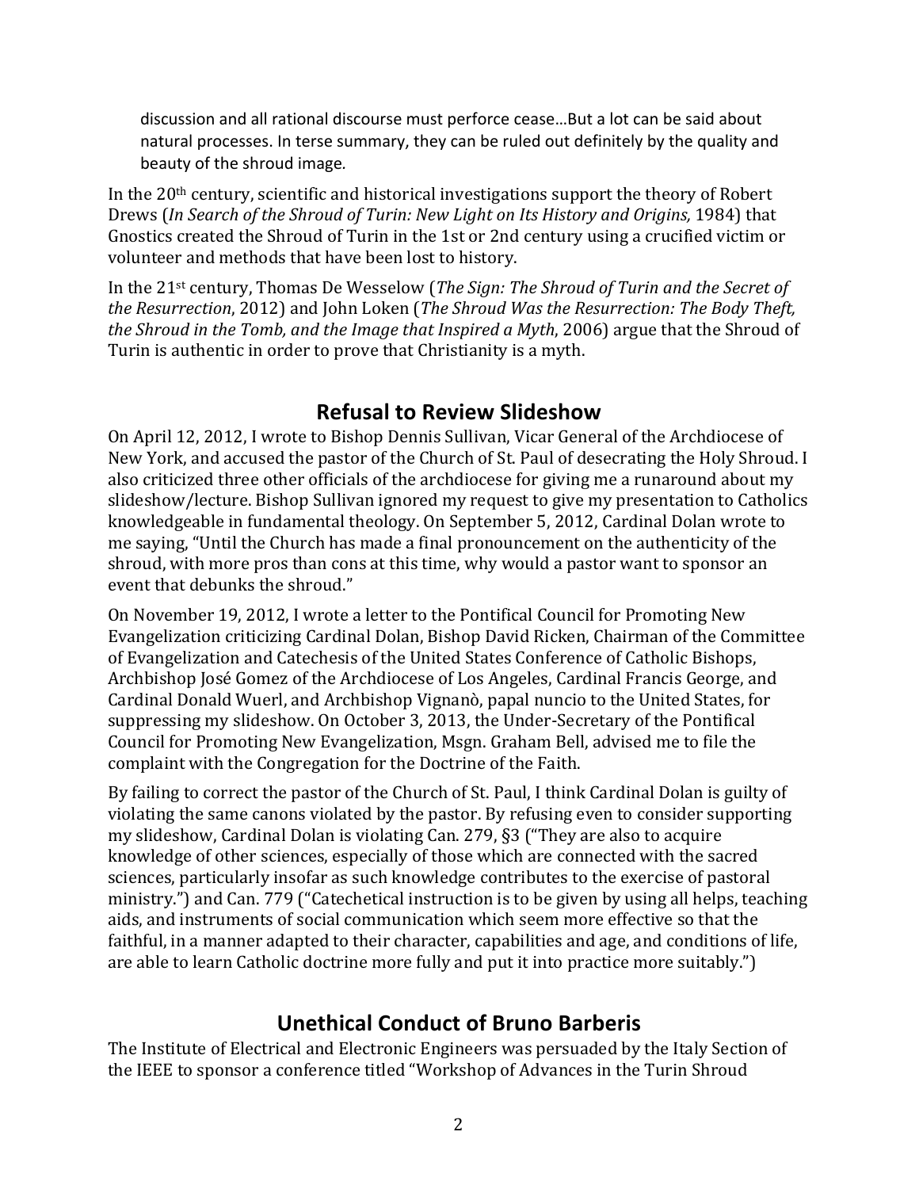> discussion and all rational discourse must perforce cease…But a lot can be said about natural processes. In terse summary, they can be ruled out definitely by the quality and beauty of the shroud image.

In the 20th century, scientific and historical investigations support the theory of Robert Drews (*In Search of the Shroud of Turin: New Light on Its History and Origins,* 1984) that Gnostics created the Shroud of Turin in the 1st or 2nd century using a crucified victim or volunteer and methods that have been lost to history.

In the 21st century, Thomas De Wesselow (*The Sign: The Shroud of Turin and the Secret of the Resurrection*, 2012) and John Loken (*The Shroud Was the Resurrection: The Body Theft, the Shroud in the Tomb, and the Image that Inspired a Myth*, 2006) argue that the Shroud of Turin is authentic in order to prove that Christianity is a myth.

## Refusal to Review Slideshow

On April 12, 2012, I wrote to Bishop Dennis Sullivan, Vicar General of the Archdiocese of New York, and accused the pastor of the Church of St. Paul of desecrating the Holy Shroud. I also criticized three other officials of the archdiocese for giving me a runaround about my slideshow/lecture. Bishop Sullivan ignored my request to give my presentation to Catholics knowledgeable in fundamental theology. On September 5, 2012, Cardinal Dolan wrote to me saying, "Until the Church has made a final pronouncement on the authenticity of the shroud, with more pros than cons at this time, why would a pastor want to sponsor an event that debunks the shroud."

On November 19, 2012, I wrote a letter to the Pontifical Council for Promoting New Evangelization criticizing Cardinal Dolan, Bishop David Ricken, Chairman of the Committee of Evangelization and Catechesis of the United States Conference of Catholic Bishops, Archbishop José Gomez of the Archdiocese of Los Angeles, Cardinal Francis George, and Cardinal Donald Wuerl, and Archbishop Vignanò, papal nuncio to the United States, for suppressing my slideshow. On October 3, 2013, the Under-Secretary of the Pontifical Council for Promoting New Evangelization, Msgn. Graham Bell, advised me to file the complaint with the Congregation for the Doctrine of the Faith.

By failing to correct the pastor of the Church of St. Paul, I think Cardinal Dolan is guilty of violating the same canons violated by the pastor. By refusing even to consider supporting my slideshow, Cardinal Dolan is violating Can. 279, §3 ("They are also to acquire knowledge of other sciences, especially of those which are connected with the sacred sciences, particularly insofar as such knowledge contributes to the exercise of pastoral ministry.") and Can. 779 ("Catechetical instruction is to be given by using all helps, teaching aids, and instruments of social communication which seem more effective so that the faithful, in a manner adapted to their character, capabilities and age, and conditions of life, are able to learn Catholic doctrine more fully and put it into practice more suitably.")

## Unethical Conduct of Bruno Barberis

The Institute of Electrical and Electronic Engineers was persuaded by the Italy Section of the IEEE to sponsor a conference titled "Workshop of Advances in the Turin Shroud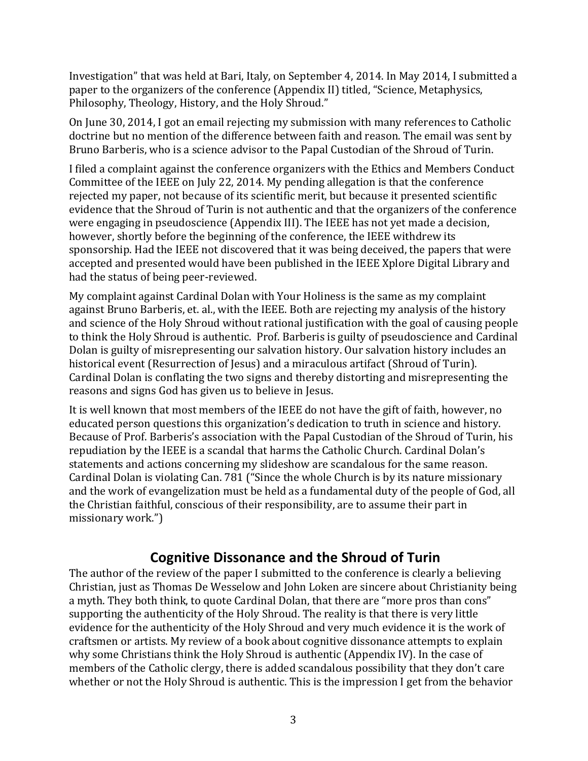Investigation" that was held at Bari, Italy, on September 4, 2014. In May 2014, I submitted a paper to the organizers of the conference (Appendix II) titled, "Science, Metaphysics, Philosophy, Theology, History, and the Holy Shroud."

On June 30, 2014, I got an email rejecting my submission with many references to Catholic doctrine but no mention of the difference between faith and reason. The email was sent by Bruno Barberis, who is a science advisor to the Papal Custodian of the Shroud of Turin.

I filed a complaint against the conference organizers with the Ethics and Members Conduct Committee of the IEEE on July 22, 2014. My pending allegation is that the conference rejected my paper, not because of its scientific merit, but because it presented scientific evidence that the Shroud of Turin is not authentic and that the organizers of the conference were engaging in pseudoscience (Appendix III). The IEEE has not yet made a decision, however, shortly before the beginning of the conference, the IEEE withdrew its sponsorship. Had the IEEE not discovered that it was being deceived, the papers that were accepted and presented would have been published in the IEEE Xplore Digital Library and had the status of being peer-reviewed.

My complaint against Cardinal Dolan with Your Holiness is the same as my complaint against Bruno Barberis, et. al., with the IEEE. Both are rejecting my analysis of the history and science of the Holy Shroud without rational justification with the goal of causing people to think the Holy Shroud is authentic. Prof. Barberis is guilty of pseudoscience and Cardinal Dolan is guilty of misrepresenting our salvation history. Our salvation history includes an historical event (Resurrection of Jesus) and a miraculous artifact (Shroud of Turin). Cardinal Dolan is conflating the two signs and thereby distorting and misrepresenting the reasons and signs God has given us to believe in Jesus.

It is well known that most members of the IEEE do not have the gift of faith, however, no educated person questions this organization's dedication to truth in science and history. Because of Prof. Barberis's association with the Papal Custodian of the Shroud of Turin, his repudiation by the IEEE is a scandal that harms the Catholic Church. Cardinal Dolan's statements and actions concerning my slideshow are scandalous for the same reason. Cardinal Dolan is violating Can. 781 ("Since the whole Church is by its nature missionary and the work of evangelization must be held as a fundamental duty of the people of God, all the Christian faithful, conscious of their responsibility, are to assume their part in missionary work.")

## Cognitive Dissonance and the Shroud of Turin

The author of the review of the paper I submitted to the conference is clearly a believing Christian, just as Thomas De Wesselow and John Loken are sincere about Christianity being a myth. They both think, to quote Cardinal Dolan, that there are "more pros than cons" supporting the authenticity of the Holy Shroud. The reality is that there is very little evidence for the authenticity of the Holy Shroud and very much evidence it is the work of craftsmen or artists. My review of a book about cognitive dissonance attempts to explain why some Christians think the Holy Shroud is authentic (Appendix IV). In the case of members of the Catholic clergy, there is added scandalous possibility that they don't care whether or not the Holy Shroud is authentic. This is the impression I get from the behavior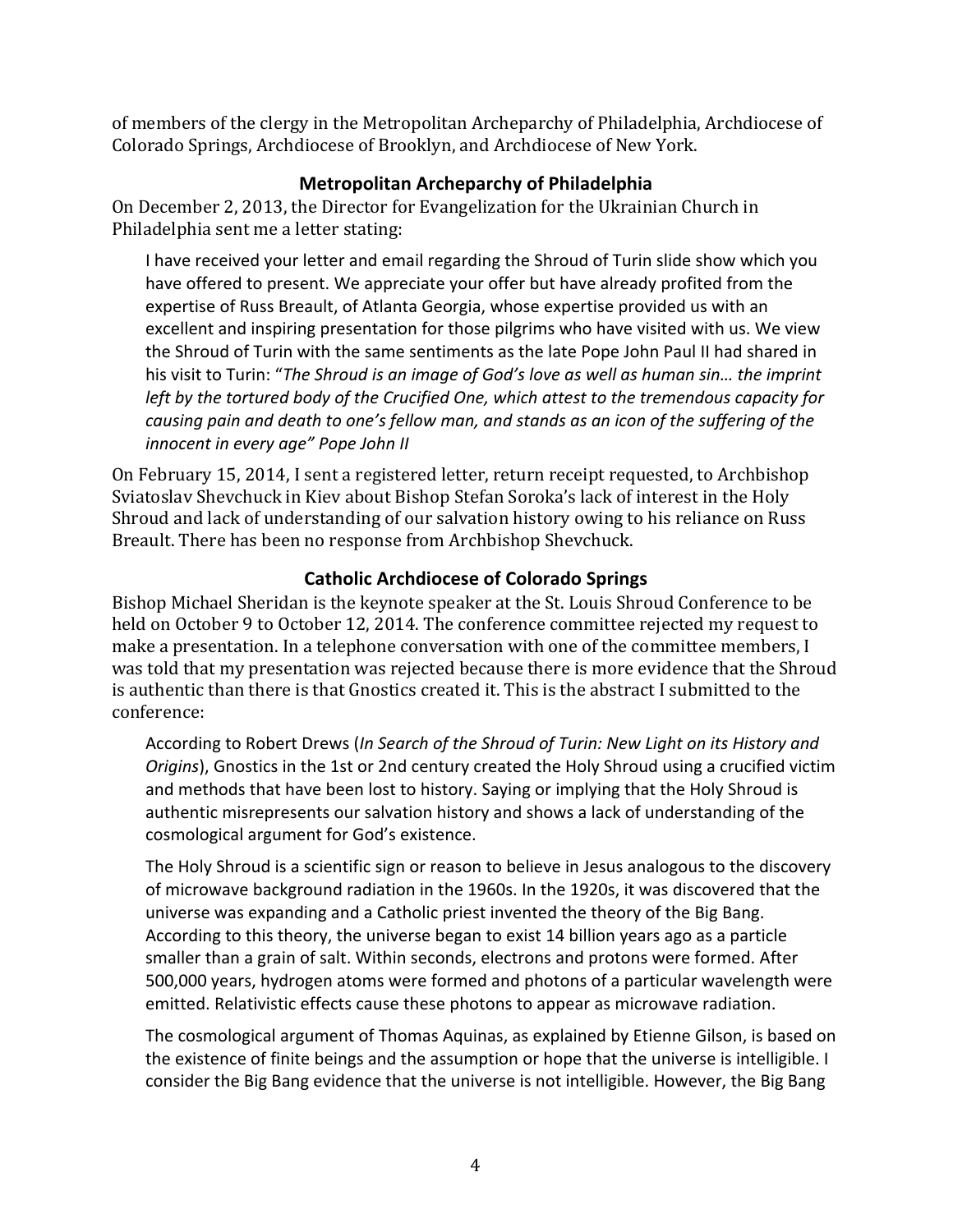of members of the clergy in the Metropolitan Archeparchy of Philadelphia, Archdiocese of Colorado Springs, Archdiocese of Brooklyn, and Archdiocese of New York.

## Metropolitan Archeparchy of Philadelphia

On December 2, 2013, the Director for Evangelization for the Ukrainian Church in Philadelphia sent me a letter stating:

> I have received your letter and email regarding the Shroud of Turin slide show which you have offered to present. We appreciate your offer but have already profited from the expertise of Russ Breault, of Atlanta Georgia, whose expertise provided us with an excellent and inspiring presentation for those pilgrims who have visited with us. We view the Shroud of Turin with the same sentiments as the late Pope John Paul II had shared in his visit to Turin: "*The Shroud is an image of God's love as well as human sin… the imprint left by the tortured body of the Crucified One, which attest to the tremendous capacity for causing pain and death to one's fellow man, and stands as an icon of the suffering of the innocent in every age" Pope John II*

On February 15, 2014, I sent a registered letter, return receipt requested, to Archbishop Sviatoslav Shevchuck in Kiev about Bishop Stefan Soroka's lack of interest in the Holy Shroud and lack of understanding of our salvation history owing to his reliance on Russ Breault. There has been no response from Archbishop Shevchuck.

## Catholic Archdiocese of Colorado Springs

Bishop Michael Sheridan is the keynote speaker at the St. Louis Shroud Conference to be held on October 9 to October 12, 2014. The conference committee rejected my request to make a presentation. In a telephone conversation with one of the committee members, I was told that my presentation was rejected because there is more evidence that the Shroud is authentic than there is that Gnostics created it. This is the abstract I submitted to the conference:

> According to Robert Drews (*In Search of the Shroud of Turin: New Light on its History and Origins*), Gnostics in the 1st or 2nd century created the Holy Shroud using a crucified victim and methods that have been lost to history. Saying or implying that the Holy Shroud is authentic misrepresents our salvation history and shows a lack of understanding of the cosmological argument for God's existence.
>
> The Holy Shroud is a scientific sign or reason to believe in Jesus analogous to the discovery of microwave background radiation in the 1960s. In the 1920s, it was discovered that the universe was expanding and a Catholic priest invented the theory of the Big Bang. According to this theory, the universe began to exist 14 billion years ago as a particle smaller than a grain of salt. Within seconds, electrons and protons were formed. After 500,000 years, hydrogen atoms were formed and photons of a particular wavelength were emitted. Relativistic effects cause these photons to appear as microwave radiation.
>
> The cosmological argument of Thomas Aquinas, as explained by Etienne Gilson, is based on the existence of finite beings and the assumption or hope that the universe is intelligible. I consider the Big Bang evidence that the universe is not intelligible. However, the Big Bang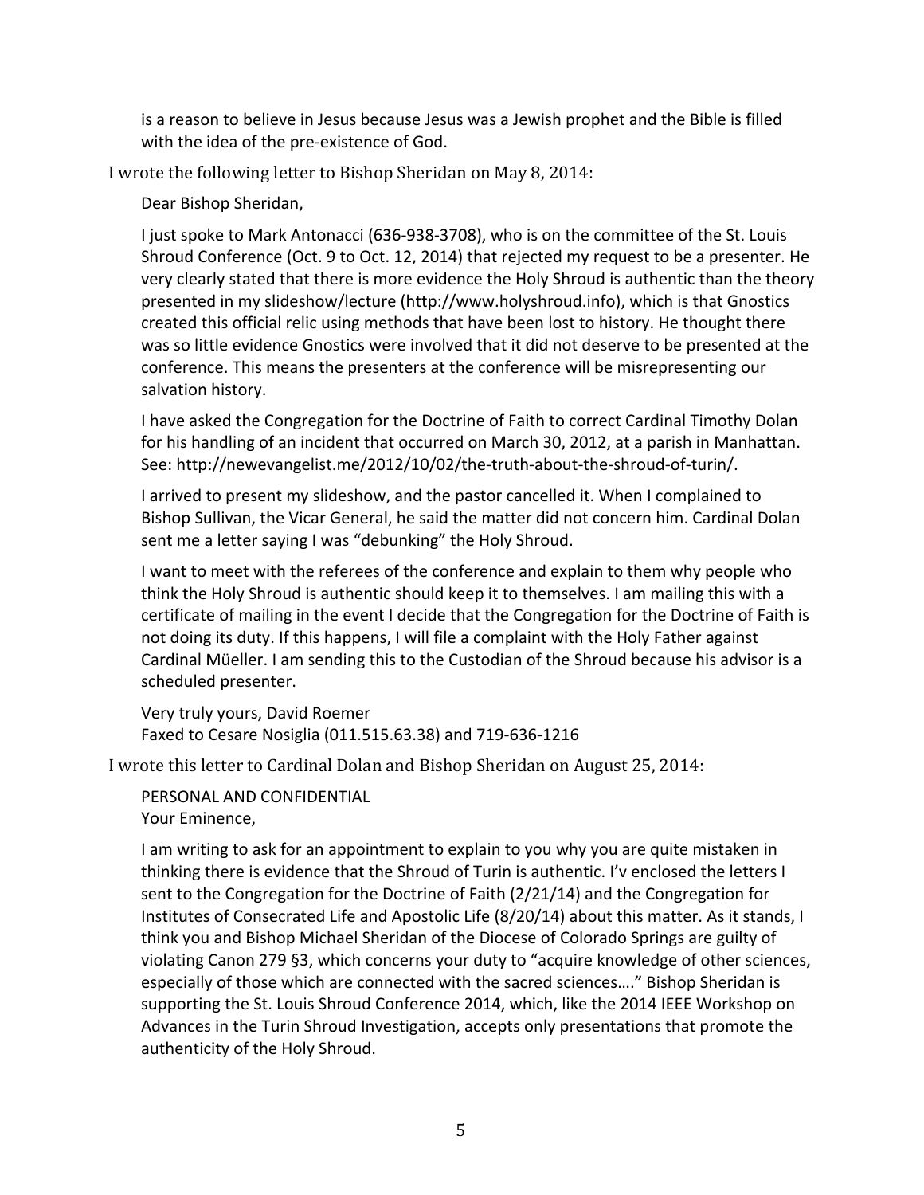is a reason to believe in Jesus because Jesus was a Jewish prophet and the Bible is filled with the idea of the pre-existence of God.

I wrote the following letter to Bishop Sheridan on May 8, 2014:

> Dear Bishop Sheridan,
>
> I just spoke to Mark Antonacci (636-938-3708), who is on the committee of the St. Louis Shroud Conference (Oct. 9 to Oct. 12, 2014) that rejected my request to be a presenter. He very clearly stated that there is more evidence the Holy Shroud is authentic than the theory presented in my slideshow/lecture (http://www.holyshroud.info), which is that Gnostics created this official relic using methods that have been lost to history. He thought there was so little evidence Gnostics were involved that it did not deserve to be presented at the conference. This means the presenters at the conference will be misrepresenting our salvation history.
>
> I have asked the Congregation for the Doctrine of Faith to correct Cardinal Timothy Dolan for his handling of an incident that occurred on March 30, 2012, at a parish in Manhattan. See: http://newevangelist.me/2012/10/02/the-truth-about-the-shroud-of-turin/.
>
> I arrived to present my slideshow, and the pastor cancelled it. When I complained to Bishop Sullivan, the Vicar General, he said the matter did not concern him. Cardinal Dolan sent me a letter saying I was "debunking" the Holy Shroud.
>
> I want to meet with the referees of the conference and explain to them why people who think the Holy Shroud is authentic should keep it to themselves. I am mailing this with a certificate of mailing in the event I decide that the Congregation for the Doctrine of Faith is not doing its duty. If this happens, I will file a complaint with the Holy Father against Cardinal Müeller. I am sending this to the Custodian of the Shroud because his advisor is a scheduled presenter.
>
> Very truly yours, David Roemer
> Faxed to Cesare Nosiglia (011.515.63.38) and 719-636-1216

I wrote this letter to Cardinal Dolan and Bishop Sheridan on August 25, 2014:

> PERSONAL AND CONFIDENTIAL
> Your Eminence,
>
> I am writing to ask for an appointment to explain to you why you are quite mistaken in thinking there is evidence that the Shroud of Turin is authentic. I'v enclosed the letters I sent to the Congregation for the Doctrine of Faith (2/21/14) and the Congregation for Institutes of Consecrated Life and Apostolic Life (8/20/14) about this matter. As it stands, I think you and Bishop Michael Sheridan of the Diocese of Colorado Springs are guilty of violating Canon 279 §3, which concerns your duty to "acquire knowledge of other sciences, especially of those which are connected with the sacred sciences…." Bishop Sheridan is supporting the St. Louis Shroud Conference 2014, which, like the 2014 IEEE Workshop on Advances in the Turin Shroud Investigation, accepts only presentations that promote the authenticity of the Holy Shroud.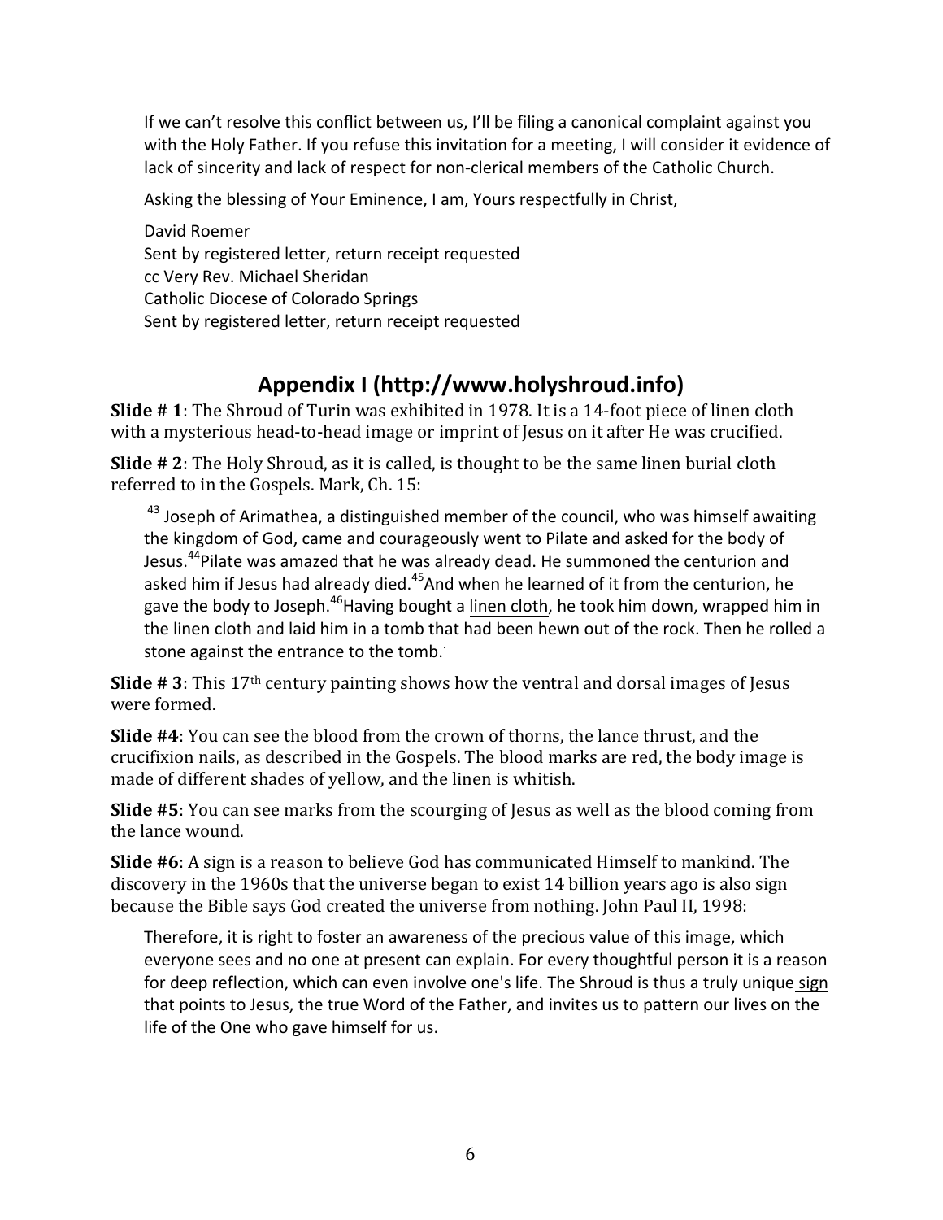If we can't resolve this conflict between us, I'll be filing a canonical complaint against you with the Holy Father. If you refuse this invitation for a meeting, I will consider it evidence of lack of sincerity and lack of respect for non-clerical members of the Catholic Church.

Asking the blessing of Your Eminence, I am, Yours respectfully in Christ,

David Roemer
Sent by registered letter, return receipt requested
cc Very Rev. Michael Sheridan
Catholic Diocese of Colorado Springs
Sent by registered letter, return receipt requested

## Appendix I (http://www.holyshroud.info)

**Slide # 1**: The Shroud of Turin was exhibited in 1978. It is a 14-foot piece of linen cloth with a mysterious head-to-head image or imprint of Jesus on it after He was crucified.

**Slide # 2**: The Holy Shroud, as it is called, is thought to be the same linen burial cloth referred to in the Gospels. Mark, Ch. 15:

> [43] Joseph of Arimathea, a distinguished member of the council, who was himself awaiting the kingdom of God, came and courageously went to Pilate and asked for the body of Jesus.[44]Pilate was amazed that he was already dead. He summoned the centurion and asked him if Jesus had already died.[45]And when he learned of it from the centurion, he gave the body to Joseph.[46]Having bought a linen cloth, he took him down, wrapped him in the linen cloth and laid him in a tomb that had been hewn out of the rock. Then he rolled a stone against the entrance to the tomb.

**Slide # 3**: This 17th century painting shows how the ventral and dorsal images of Jesus were formed.

**Slide #4**: You can see the blood from the crown of thorns, the lance thrust, and the crucifixion nails, as described in the Gospels. The blood marks are red, the body image is made of different shades of yellow, and the linen is whitish.

**Slide #5**: You can see marks from the scourging of Jesus as well as the blood coming from the lance wound.

**Slide #6**: A sign is a reason to believe God has communicated Himself to mankind. The discovery in the 1960s that the universe began to exist 14 billion years ago is also sign because the Bible says God created the universe from nothing. John Paul II, 1998:

> Therefore, it is right to foster an awareness of the precious value of this image, which everyone sees and no one at present can explain. For every thoughtful person it is a reason for deep reflection, which can even involve one's life. The Shroud is thus a truly unique sign that points to Jesus, the true Word of the Father, and invites us to pattern our lives on the life of the One who gave himself for us.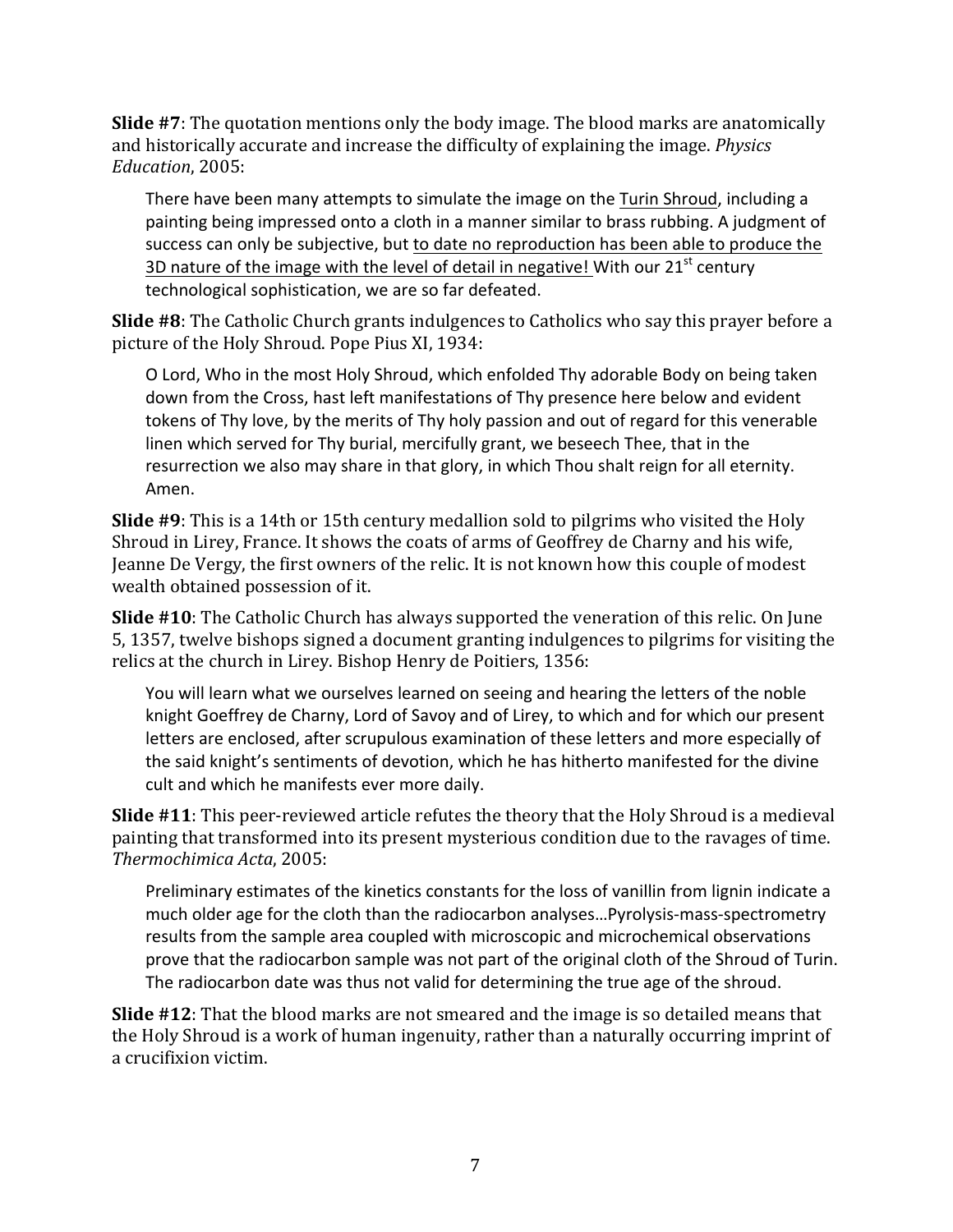**Slide #7**: The quotation mentions only the body image. The blood marks are anatomically and historically accurate and increase the difficulty of explaining the image. *Physics Education*, 2005:

> There have been many attempts to simulate the image on the <u>Turin Shroud</u>, including a painting being impressed onto a cloth in a manner similar to brass rubbing. A judgment of success can only be subjective, but <u>to date no reproduction has been able to produce the 3D nature of the image with the level of detail in negative!</u> With our 21st century technological sophistication, we are so far defeated.

**Slide #8**: The Catholic Church grants indulgences to Catholics who say this prayer before a picture of the Holy Shroud. Pope Pius XI, 1934:

> O Lord, Who in the most Holy Shroud, which enfolded Thy adorable Body on being taken down from the Cross, hast left manifestations of Thy presence here below and evident tokens of Thy love, by the merits of Thy holy passion and out of regard for this venerable linen which served for Thy burial, mercifully grant, we beseech Thee, that in the resurrection we also may share in that glory, in which Thou shalt reign for all eternity. Amen.

**Slide #9**: This is a 14th or 15th century medallion sold to pilgrims who visited the Holy Shroud in Lirey, France. It shows the coats of arms of Geoffrey de Charny and his wife, Jeanne De Vergy, the first owners of the relic. It is not known how this couple of modest wealth obtained possession of it.

**Slide #10**: The Catholic Church has always supported the veneration of this relic. On June 5, 1357, twelve bishops signed a document granting indulgences to pilgrims for visiting the relics at the church in Lirey. Bishop Henry de Poitiers, 1356:

> You will learn what we ourselves learned on seeing and hearing the letters of the noble knight Goeffrey de Charny, Lord of Savoy and of Lirey, to which and for which our present letters are enclosed, after scrupulous examination of these letters and more especially of the said knight's sentiments of devotion, which he has hitherto manifested for the divine cult and which he manifests ever more daily.

**Slide #11**: This peer-reviewed article refutes the theory that the Holy Shroud is a medieval painting that transformed into its present mysterious condition due to the ravages of time. *Thermochimica Acta*, 2005:

> Preliminary estimates of the kinetics constants for the loss of vanillin from lignin indicate a much older age for the cloth than the radiocarbon analyses…Pyrolysis-mass-spectrometry results from the sample area coupled with microscopic and microchemical observations prove that the radiocarbon sample was not part of the original cloth of the Shroud of Turin. The radiocarbon date was thus not valid for determining the true age of the shroud.

**Slide #12**: That the blood marks are not smeared and the image is so detailed means that the Holy Shroud is a work of human ingenuity, rather than a naturally occurring imprint of a crucifixion victim.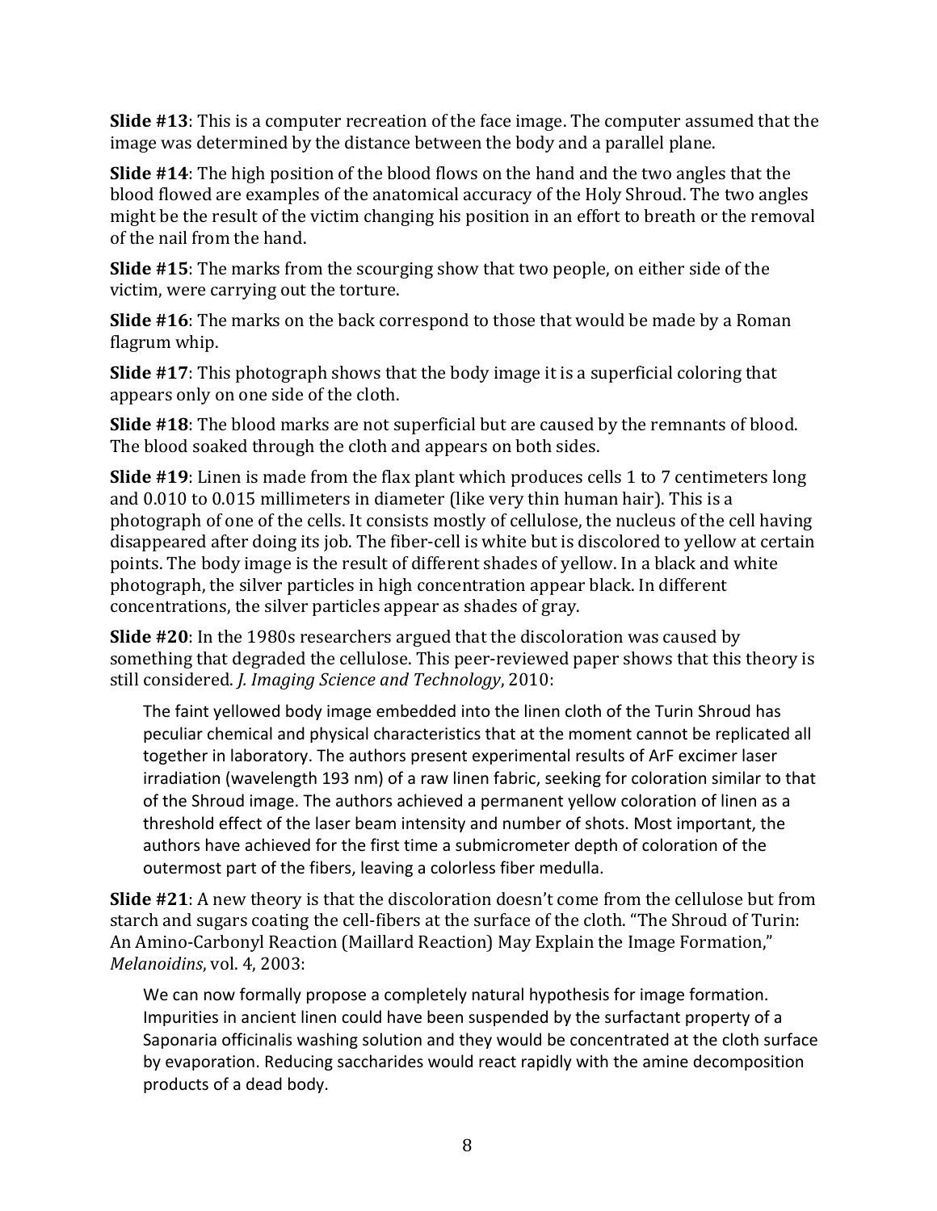**Slide #13**: This is a computer recreation of the face image. The computer assumed that the image was determined by the distance between the body and a parallel plane.

**Slide #14**: The high position of the blood flows on the hand and the two angles that the blood flowed are examples of the anatomical accuracy of the Holy Shroud. The two angles might be the result of the victim changing his position in an effort to breath or the removal of the nail from the hand.

**Slide #15**: The marks from the scourging show that two people, on either side of the victim, were carrying out the torture.

**Slide #16**: The marks on the back correspond to those that would be made by a Roman flagrum whip.

**Slide #17**: This photograph shows that the body image it is a superficial coloring that appears only on one side of the cloth.

**Slide #18**: The blood marks are not superficial but are caused by the remnants of blood. The blood soaked through the cloth and appears on both sides.

**Slide #19**: Linen is made from the flax plant which produces cells 1 to 7 centimeters long and 0.010 to 0.015 millimeters in diameter (like very thin human hair). This is a photograph of one of the cells. It consists mostly of cellulose, the nucleus of the cell having disappeared after doing its job. The fiber-cell is white but is discolored to yellow at certain points. The body image is the result of different shades of yellow. In a black and white photograph, the silver particles in high concentration appear black. In different concentrations, the silver particles appear as shades of gray.

**Slide #20**: In the 1980s researchers argued that the discoloration was caused by something that degraded the cellulose. This peer-reviewed paper shows that this theory is still considered. *J. Imaging Science and Technology*, 2010:

> The faint yellowed body image embedded into the linen cloth of the Turin Shroud has peculiar chemical and physical characteristics that at the moment cannot be replicated all together in laboratory. The authors present experimental results of ArF excimer laser irradiation (wavelength 193 nm) of a raw linen fabric, seeking for coloration similar to that of the Shroud image. The authors achieved a permanent yellow coloration of linen as a threshold effect of the laser beam intensity and number of shots. Most important, the authors have achieved for the first time a submicrometer depth of coloration of the outermost part of the fibers, leaving a colorless fiber medulla.

**Slide #21**: A new theory is that the discoloration doesn't come from the cellulose but from starch and sugars coating the cell-fibers at the surface of the cloth. "The Shroud of Turin: An Amino-Carbonyl Reaction (Maillard Reaction) May Explain the Image Formation," *Melanoidins*, vol. 4, 2003:

> We can now formally propose a completely natural hypothesis for image formation. Impurities in ancient linen could have been suspended by the surfactant property of a Saponaria officinalis washing solution and they would be concentrated at the cloth surface by evaporation. Reducing saccharides would react rapidly with the amine decomposition products of a dead body.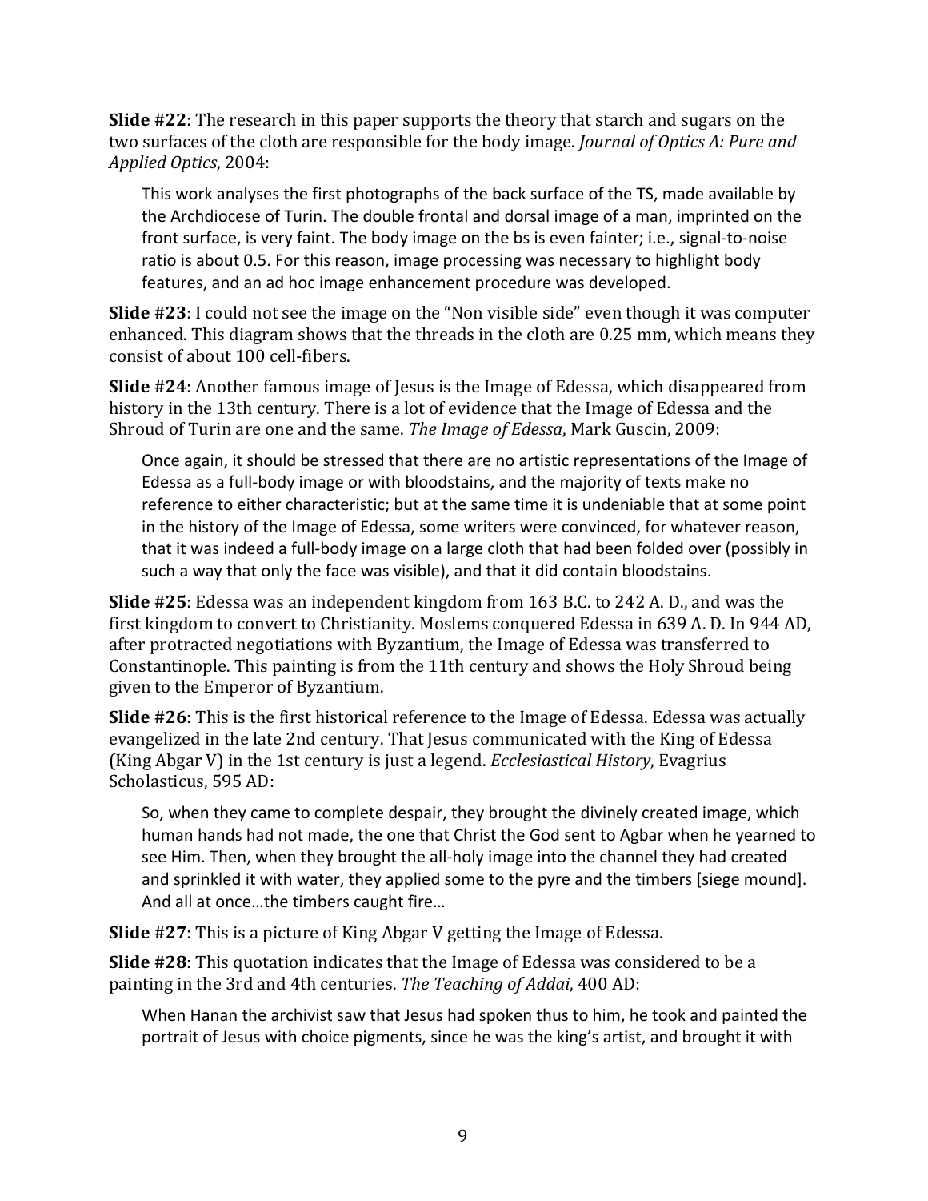**Slide #22**: The research in this paper supports the theory that starch and sugars on the two surfaces of the cloth are responsible for the body image. *Journal of Optics A: Pure and Applied Optics*, 2004:

> This work analyses the first photographs of the back surface of the TS, made available by the Archdiocese of Turin. The double frontal and dorsal image of a man, imprinted on the front surface, is very faint. The body image on the bs is even fainter; i.e., signal-to-noise ratio is about 0.5. For this reason, image processing was necessary to highlight body features, and an ad hoc image enhancement procedure was developed.

**Slide #23**: I could not see the image on the "Non visible side" even though it was computer enhanced. This diagram shows that the threads in the cloth are 0.25 mm, which means they consist of about 100 cell-fibers.

**Slide #24**: Another famous image of Jesus is the Image of Edessa, which disappeared from history in the 13th century. There is a lot of evidence that the Image of Edessa and the Shroud of Turin are one and the same. *The Image of Edessa*, Mark Guscin, 2009:

> Once again, it should be stressed that there are no artistic representations of the Image of Edessa as a full-body image or with bloodstains, and the majority of texts make no reference to either characteristic; but at the same time it is undeniable that at some point in the history of the Image of Edessa, some writers were convinced, for whatever reason, that it was indeed a full-body image on a large cloth that had been folded over (possibly in such a way that only the face was visible), and that it did contain bloodstains.

**Slide #25**: Edessa was an independent kingdom from 163 B.C. to 242 A. D., and was the first kingdom to convert to Christianity. Moslems conquered Edessa in 639 A. D. In 944 AD, after protracted negotiations with Byzantium, the Image of Edessa was transferred to Constantinople. This painting is from the 11th century and shows the Holy Shroud being given to the Emperor of Byzantium.

**Slide #26**: This is the first historical reference to the Image of Edessa. Edessa was actually evangelized in the late 2nd century. That Jesus communicated with the King of Edessa (King Abgar V) in the 1st century is just a legend. *Ecclesiastical History*, Evagrius Scholasticus, 595 AD:

> So, when they came to complete despair, they brought the divinely created image, which human hands had not made, the one that Christ the God sent to Agbar when he yearned to see Him. Then, when they brought the all-holy image into the channel they had created and sprinkled it with water, they applied some to the pyre and the timbers [siege mound]. And all at once…the timbers caught fire…

**Slide #27**: This is a picture of King Abgar V getting the Image of Edessa.

**Slide #28**: This quotation indicates that the Image of Edessa was considered to be a painting in the 3rd and 4th centuries. *The Teaching of Addai*, 400 AD:

> When Hanan the archivist saw that Jesus had spoken thus to him, he took and painted the portrait of Jesus with choice pigments, since he was the king's artist, and brought it with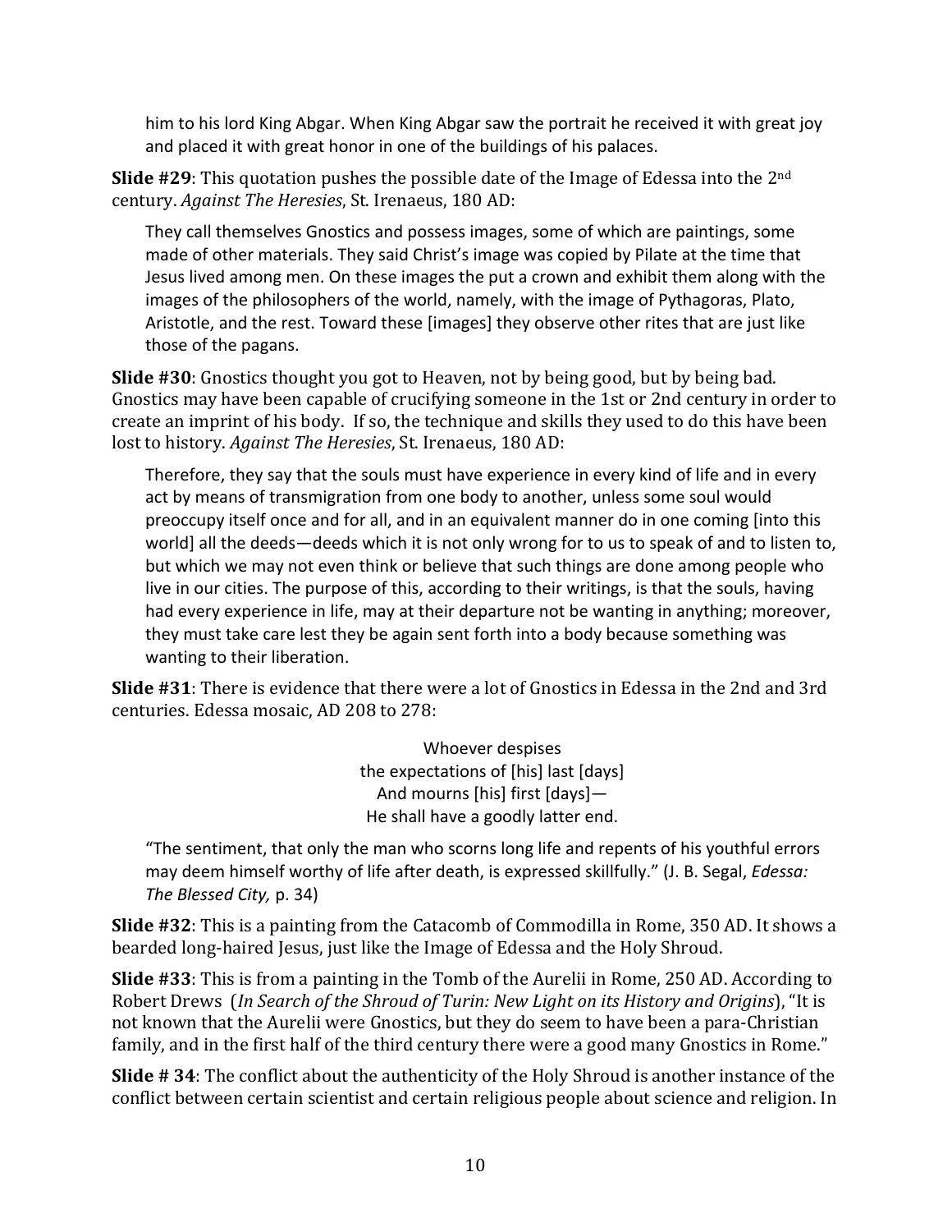> him to his lord King Abgar. When King Abgar saw the portrait he received it with great joy and placed it with great honor in one of the buildings of his palaces.

**Slide #29**: This quotation pushes the possible date of the Image of Edessa into the 2nd century. *Against The Heresies*, St. Irenaeus, 180 AD:

> They call themselves Gnostics and possess images, some of which are paintings, some made of other materials. They said Christ's image was copied by Pilate at the time that Jesus lived among men. On these images the put a crown and exhibit them along with the images of the philosophers of the world, namely, with the image of Pythagoras, Plato, Aristotle, and the rest. Toward these [images] they observe other rites that are just like those of the pagans.

**Slide #30**: Gnostics thought you got to Heaven, not by being good, but by being bad. Gnostics may have been capable of crucifying someone in the 1st or 2nd century in order to create an imprint of his body. If so, the technique and skills they used to do this have been lost to history. *Against The Heresies*, St. Irenaeus, 180 AD:

> Therefore, they say that the souls must have experience in every kind of life and in every act by means of transmigration from one body to another, unless some soul would preoccupy itself once and for all, and in an equivalent manner do in one coming [into this world] all the deeds—deeds which it is not only wrong for to us to speak of and to listen to, but which we may not even think or believe that such things are done among people who live in our cities. The purpose of this, according to their writings, is that the souls, having had every experience in life, may at their departure not be wanting in anything; moreover, they must take care lest they be again sent forth into a body because something was wanting to their liberation.

**Slide #31**: There is evidence that there were a lot of Gnostics in Edessa in the 2nd and 3rd centuries. Edessa mosaic, AD 208 to 278:

> Whoever despises
> the expectations of [his] last [days]
> And mourns [his] first [days]—
> He shall have a goodly latter end.
>
> "The sentiment, that only the man who scorns long life and repents of his youthful errors may deem himself worthy of life after death, is expressed skillfully." (J. B. Segal, *Edessa: The Blessed City,* p. 34)

**Slide #32**: This is a painting from the Catacomb of Commodilla in Rome, 350 AD. It shows a bearded long-haired Jesus, just like the Image of Edessa and the Holy Shroud.

**Slide #33**: This is from a painting in the Tomb of the Aurelii in Rome, 250 AD. According to Robert Drews (*In Search of the Shroud of Turin: New Light on its History and Origins*), "It is not known that the Aurelii were Gnostics, but they do seem to have been a para-Christian family, and in the first half of the third century there were a good many Gnostics in Rome."

**Slide # 34**: The conflict about the authenticity of the Holy Shroud is another instance of the conflict between certain scientist and certain religious people about science and religion. In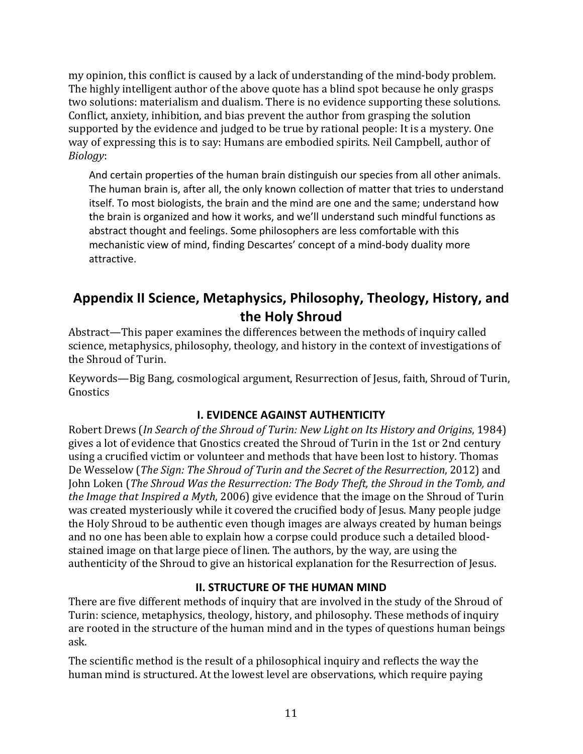my opinion, this conflict is caused by a lack of understanding of the mind-body problem. The highly intelligent author of the above quote has a blind spot because he only grasps two solutions: materialism and dualism. There is no evidence supporting these solutions. Conflict, anxiety, inhibition, and bias prevent the author from grasping the solution supported by the evidence and judged to be true by rational people: It is a mystery. One way of expressing this is to say: Humans are embodied spirits. Neil Campbell, author of *Biology*:

> And certain properties of the human brain distinguish our species from all other animals. The human brain is, after all, the only known collection of matter that tries to understand itself. To most biologists, the brain and the mind are one and the same; understand how the brain is organized and how it works, and we'll understand such mindful functions as abstract thought and feelings. Some philosophers are less comfortable with this mechanistic view of mind, finding Descartes' concept of a mind-body duality more attractive.

## Appendix II Science, Metaphysics, Philosophy, Theology, History, and the Holy Shroud

Abstract—This paper examines the differences between the methods of inquiry called science, metaphysics, philosophy, theology, and history in the context of investigations of the Shroud of Turin.

Keywords—Big Bang, cosmological argument, Resurrection of Jesus, faith, Shroud of Turin, Gnostics

### I. EVIDENCE AGAINST AUTHENTICITY

Robert Drews (*In Search of the Shroud of Turin: New Light on Its History and Origins*, 1984) gives a lot of evidence that Gnostics created the Shroud of Turin in the 1st or 2nd century using a crucified victim or volunteer and methods that have been lost to history. Thomas De Wesselow (*The Sign: The Shroud of Turin and the Secret of the Resurrection*, 2012) and John Loken (*The Shroud Was the Resurrection: The Body Theft, the Shroud in the Tomb, and the Image that Inspired a Myth*, 2006) give evidence that the image on the Shroud of Turin was created mysteriously while it covered the crucified body of Jesus. Many people judge the Holy Shroud to be authentic even though images are always created by human beings and no one has been able to explain how a corpse could produce such a detailed blood-stained image on that large piece of linen. The authors, by the way, are using the authenticity of the Shroud to give an historical explanation for the Resurrection of Jesus.

### II. STRUCTURE OF THE HUMAN MIND

There are five different methods of inquiry that are involved in the study of the Shroud of Turin: science, metaphysics, theology, history, and philosophy. These methods of inquiry are rooted in the structure of the human mind and in the types of questions human beings ask.

The scientific method is the result of a philosophical inquiry and reflects the way the human mind is structured. At the lowest level are observations, which require paying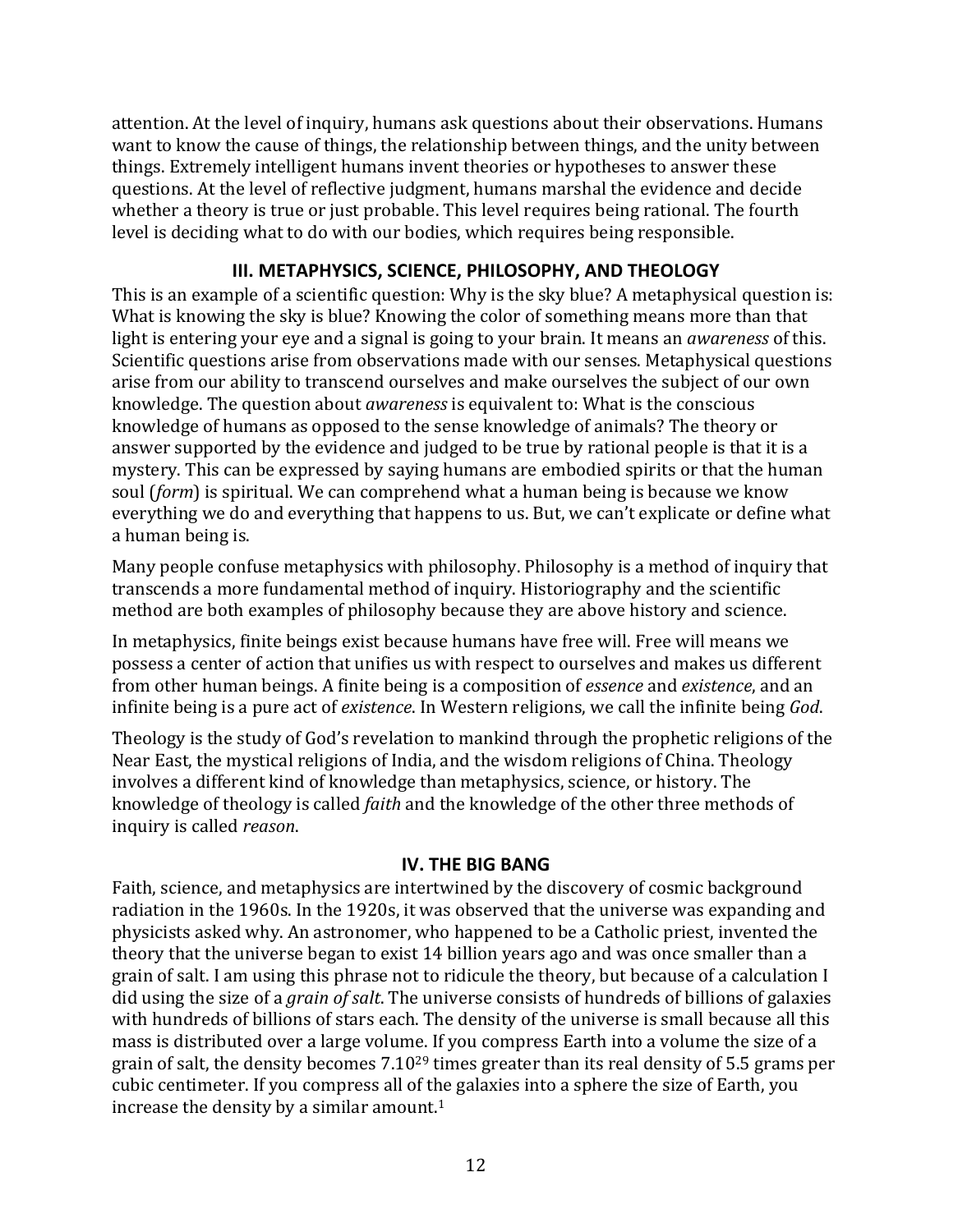attention. At the level of inquiry, humans ask questions about their observations. Humans want to know the cause of things, the relationship between things, and the unity between things. Extremely intelligent humans invent theories or hypotheses to answer these questions. At the level of reflective judgment, humans marshal the evidence and decide whether a theory is true or just probable. This level requires being rational. The fourth level is deciding what to do with our bodies, which requires being responsible.

## III. METAPHYSICS, SCIENCE, PHILOSOPHY, AND THEOLOGY

This is an example of a scientific question: Why is the sky blue? A metaphysical question is: What is knowing the sky is blue? Knowing the color of something means more than that light is entering your eye and a signal is going to your brain. It means an *awareness* of this. Scientific questions arise from observations made with our senses. Metaphysical questions arise from our ability to transcend ourselves and make ourselves the subject of our own knowledge. The question about *awareness* is equivalent to: What is the conscious knowledge of humans as opposed to the sense knowledge of animals? The theory or answer supported by the evidence and judged to be true by rational people is that it is a mystery. This can be expressed by saying humans are embodied spirits or that the human soul (*form*) is spiritual. We can comprehend what a human being is because we know everything we do and everything that happens to us. But, we can't explicate or define what a human being is.

Many people confuse metaphysics with philosophy. Philosophy is a method of inquiry that transcends a more fundamental method of inquiry. Historiography and the scientific method are both examples of philosophy because they are above history and science.

In metaphysics, finite beings exist because humans have free will. Free will means we possess a center of action that unifies us with respect to ourselves and makes us different from other human beings. A finite being is a composition of *essence* and *existence*, and an infinite being is a pure act of *existence*. In Western religions, we call the infinite being *God*.

Theology is the study of God's revelation to mankind through the prophetic religions of the Near East, the mystical religions of India, and the wisdom religions of China. Theology involves a different kind of knowledge than metaphysics, science, or history. The knowledge of theology is called *faith* and the knowledge of the other three methods of inquiry is called *reason*.

## IV. THE BIG BANG

Faith, science, and metaphysics are intertwined by the discovery of cosmic background radiation in the 1960s. In the 1920s, it was observed that the universe was expanding and physicists asked why. An astronomer, who happened to be a Catholic priest, invented the theory that the universe began to exist 14 billion years ago and was once smaller than a grain of salt. I am using this phrase not to ridicule the theory, but because of a calculation I did using the size of a *grain of salt*. The universe consists of hundreds of billions of galaxies with hundreds of billions of stars each. The density of the universe is small because all this mass is distributed over a large volume. If you compress Earth into a volume the size of a grain of salt, the density becomes $7.10^{29}$ times greater than its real density of 5.5 grams per cubic centimeter. If you compress all of the galaxies into a sphere the size of Earth, you increase the density by a similar amount.[1]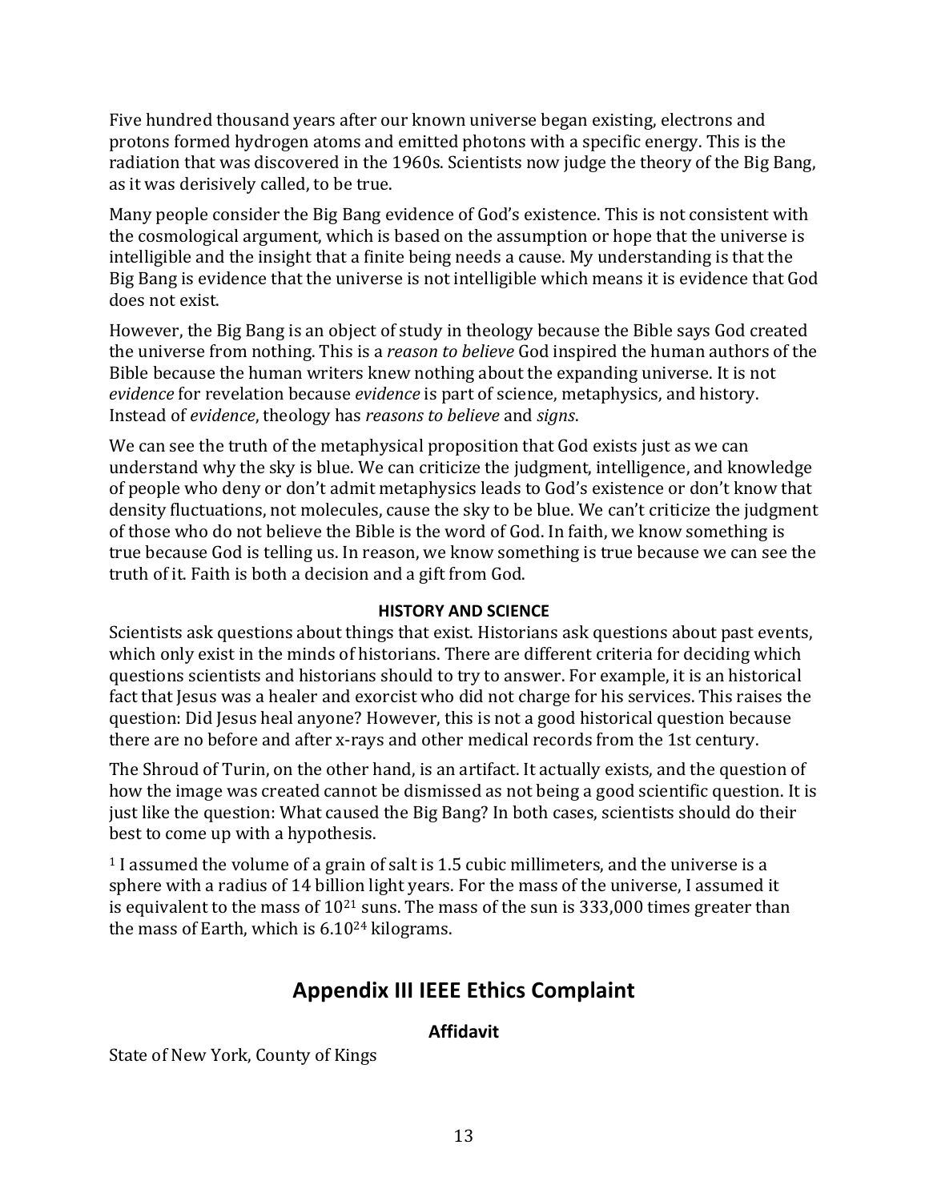Five hundred thousand years after our known universe began existing, electrons and protons formed hydrogen atoms and emitted photons with a specific energy. This is the radiation that was discovered in the 1960s. Scientists now judge the theory of the Big Bang, as it was derisively called, to be true.

Many people consider the Big Bang evidence of God's existence. This is not consistent with the cosmological argument, which is based on the assumption or hope that the universe is intelligible and the insight that a finite being needs a cause. My understanding is that the Big Bang is evidence that the universe is not intelligible which means it is evidence that God does not exist.

However, the Big Bang is an object of study in theology because the Bible says God created the universe from nothing. This is a *reason to believe* God inspired the human authors of the Bible because the human writers knew nothing about the expanding universe. It is not *evidence* for revelation because *evidence* is part of science, metaphysics, and history. Instead of *evidence*, theology has *reasons to believe* and *signs*.

We can see the truth of the metaphysical proposition that God exists just as we can understand why the sky is blue. We can criticize the judgment, intelligence, and knowledge of people who deny or don't admit metaphysics leads to God's existence or don't know that density fluctuations, not molecules, cause the sky to be blue. We can't criticize the judgment of those who do not believe the Bible is the word of God. In faith, we know something is true because God is telling us. In reason, we know something is true because we can see the truth of it. Faith is both a decision and a gift from God.

**HISTORY AND SCIENCE**

Scientists ask questions about things that exist. Historians ask questions about past events, which only exist in the minds of historians. There are different criteria for deciding which questions scientists and historians should to try to answer. For example, it is an historical fact that Jesus was a healer and exorcist who did not charge for his services. This raises the question: Did Jesus heal anyone? However, this is not a good historical question because there are no before and after x-rays and other medical records from the 1st century.

The Shroud of Turin, on the other hand, is an artifact. It actually exists, and the question of how the image was created cannot be dismissed as not being a good scientific question. It is just like the question: What caused the Big Bang? In both cases, scientists should do their best to come up with a hypothesis.

[1] I assumed the volume of a grain of salt is 1.5 cubic millimeters, and the universe is a sphere with a radius of 14 billion light years. For the mass of the universe, I assumed it is equivalent to the mass of $10^{21}$ suns. The mass of the sun is 333,000 times greater than the mass of Earth, which is $6.10^{24}$ kilograms.

## Appendix III IEEE Ethics Complaint

### Affidavit

State of New York, County of Kings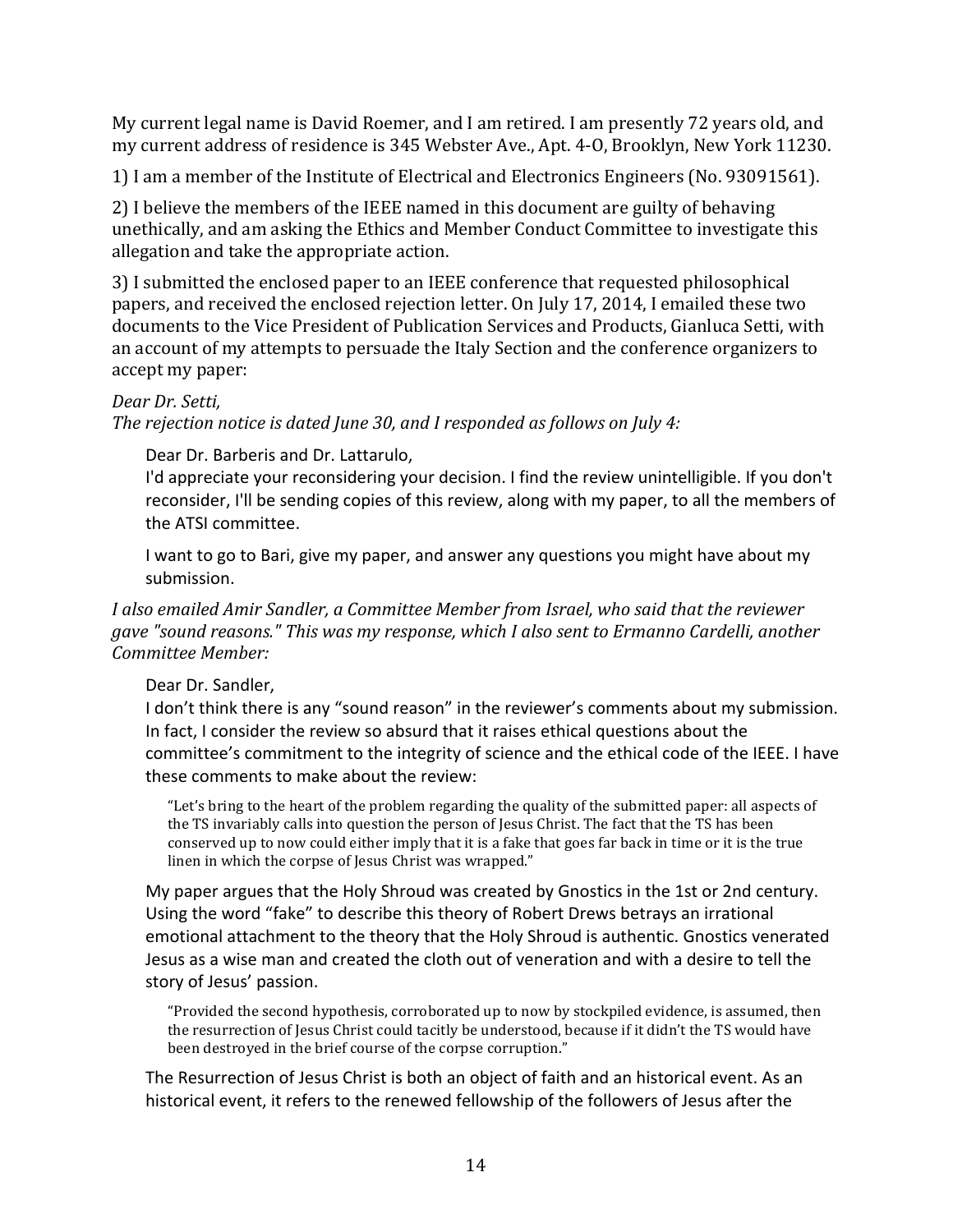My current legal name is David Roemer, and I am retired. I am presently 72 years old, and my current address of residence is 345 Webster Ave., Apt. 4-O, Brooklyn, New York 11230.

1) I am a member of the Institute of Electrical and Electronics Engineers (No. 93091561).

2) I believe the members of the IEEE named in this document are guilty of behaving unethically, and am asking the Ethics and Member Conduct Committee to investigate this allegation and take the appropriate action.

3) I submitted the enclosed paper to an IEEE conference that requested philosophical papers, and received the enclosed rejection letter. On July 17, 2014, I emailed these two documents to the Vice President of Publication Services and Products, Gianluca Setti, with an account of my attempts to persuade the Italy Section and the conference organizers to accept my paper:

*Dear Dr. Setti,*
*The rejection notice is dated June 30, and I responded as follows on July 4:*

> Dear Dr. Barberis and Dr. Lattarulo,
> I'd appreciate your reconsidering your decision. I find the review unintelligible. If you don't reconsider, I'll be sending copies of this review, along with my paper, to all the members of the ATSI committee.
>
> I want to go to Bari, give my paper, and answer any questions you might have about my submission.

*I also emailed Amir Sandler, a Committee Member from Israel, who said that the reviewer gave "sound reasons." This was my response, which I also sent to Ermanno Cardelli, another Committee Member:*

> Dear Dr. Sandler,
> I don't think there is any "sound reason" in the reviewer's comments about my submission. In fact, I consider the review so absurd that it raises ethical questions about the committee's commitment to the integrity of science and the ethical code of the IEEE. I have these comments to make about the review:
>
> > "Let's bring to the heart of the problem regarding the quality of the submitted paper: all aspects of the TS invariably calls into question the person of Jesus Christ. The fact that the TS has been conserved up to now could either imply that it is a fake that goes far back in time or it is the true linen in which the corpse of Jesus Christ was wrapped."
>
> My paper argues that the Holy Shroud was created by Gnostics in the 1st or 2nd century. Using the word "fake" to describe this theory of Robert Drews betrays an irrational emotional attachment to the theory that the Holy Shroud is authentic. Gnostics venerated Jesus as a wise man and created the cloth out of veneration and with a desire to tell the story of Jesus' passion.
>
> > "Provided the second hypothesis, corroborated up to now by stockpiled evidence, is assumed, then the resurrection of Jesus Christ could tacitly be understood, because if it didn't the TS would have been destroyed in the brief course of the corpse corruption."
>
> The Resurrection of Jesus Christ is both an object of faith and an historical event. As an historical event, it refers to the renewed fellowship of the followers of Jesus after the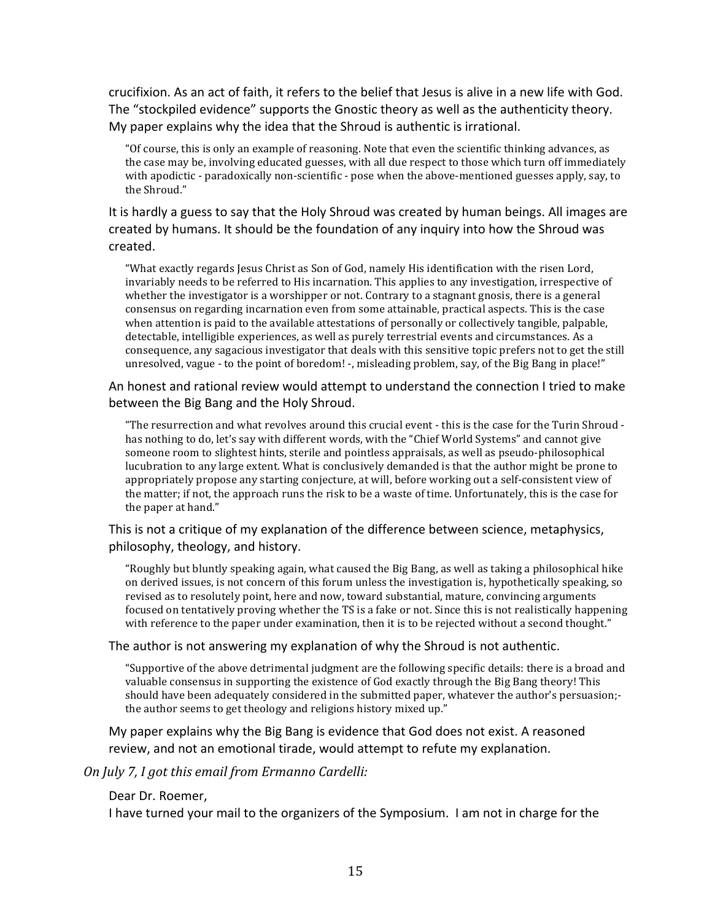crucifixion. As an act of faith, it refers to the belief that Jesus is alive in a new life with God. The "stockpiled evidence" supports the Gnostic theory as well as the authenticity theory. My paper explains why the idea that the Shroud is authentic is irrational.

> "Of course, this is only an example of reasoning. Note that even the scientific thinking advances, as the case may be, involving educated guesses, with all due respect to those which turn off immediately with apodictic - paradoxically non-scientific - pose when the above-mentioned guesses apply, say, to the Shroud."

It is hardly a guess to say that the Holy Shroud was created by human beings. All images are created by humans. It should be the foundation of any inquiry into how the Shroud was created.

> "What exactly regards Jesus Christ as Son of God, namely His identification with the risen Lord, invariably needs to be referred to His incarnation. This applies to any investigation, irrespective of whether the investigator is a worshipper or not. Contrary to a stagnant gnosis, there is a general consensus on regarding incarnation even from some attainable, practical aspects. This is the case when attention is paid to the available attestations of personally or collectively tangible, palpable, detectable, intelligible experiences, as well as purely terrestrial events and circumstances. As a consequence, any sagacious investigator that deals with this sensitive topic prefers not to get the still unresolved, vague - to the point of boredom! -, misleading problem, say, of the Big Bang in place!"

An honest and rational review would attempt to understand the connection I tried to make between the Big Bang and the Holy Shroud.

> "The resurrection and what revolves around this crucial event - this is the case for the Turin Shroud - has nothing to do, let's say with different words, with the "Chief World Systems" and cannot give someone room to slightest hints, sterile and pointless appraisals, as well as pseudo-philosophical lucubration to any large extent. What is conclusively demanded is that the author might be prone to appropriately propose any starting conjecture, at will, before working out a self-consistent view of the matter; if not, the approach runs the risk to be a waste of time. Unfortunately, this is the case for the paper at hand."

This is not a critique of my explanation of the difference between science, metaphysics, philosophy, theology, and history.

> "Roughly but bluntly speaking again, what caused the Big Bang, as well as taking a philosophical hike on derived issues, is not concern of this forum unless the investigation is, hypothetically speaking, so revised as to resolutely point, here and now, toward substantial, mature, convincing arguments focused on tentatively proving whether the TS is a fake or not. Since this is not realistically happening with reference to the paper under examination, then it is to be rejected without a second thought."

The author is not answering my explanation of why the Shroud is not authentic.

> "Supportive of the above detrimental judgment are the following specific details: there is a broad and valuable consensus in supporting the existence of God exactly through the Big Bang theory! This should have been adequately considered in the submitted paper, whatever the author's persuasion;- the author seems to get theology and religions history mixed up."

My paper explains why the Big Bang is evidence that God does not exist. A reasoned review, and not an emotional tirade, would attempt to refute my explanation.

*On July 7, I got this email from Ermanno Cardelli:*

Dear Dr. Roemer,

I have turned your mail to the organizers of the Symposium. I am not in charge for the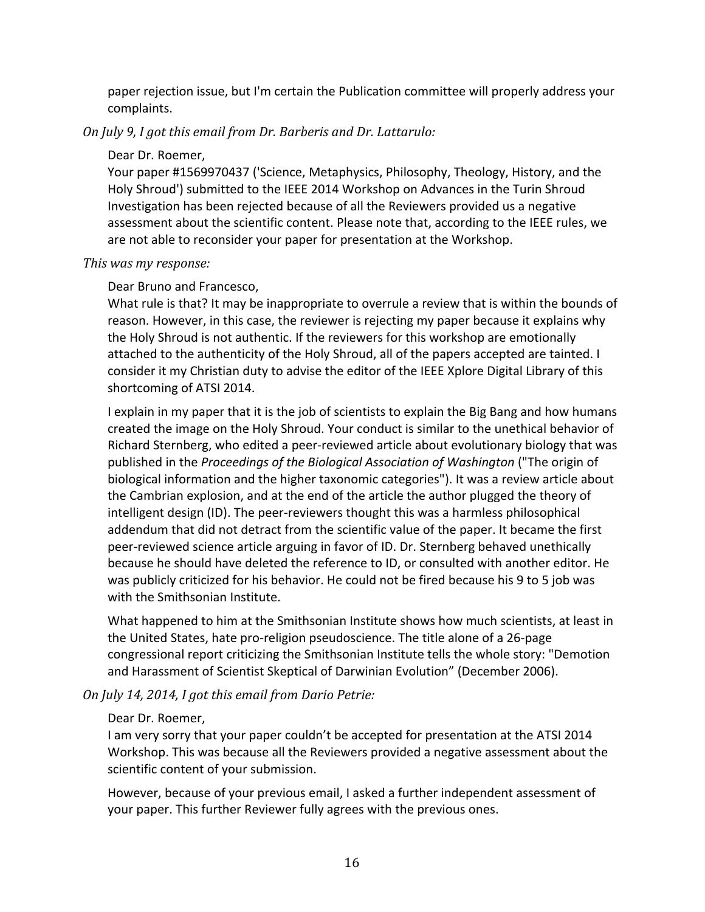paper rejection issue, but I'm certain the Publication committee will properly address your complaints.

*On July 9, I got this email from Dr. Barberis and Dr. Lattarulo:*

> Dear Dr. Roemer,
>
> Your paper #1569970437 ('Science, Metaphysics, Philosophy, Theology, History, and the Holy Shroud') submitted to the IEEE 2014 Workshop on Advances in the Turin Shroud Investigation has been rejected because of all the Reviewers provided us a negative assessment about the scientific content. Please note that, according to the IEEE rules, we are not able to reconsider your paper for presentation at the Workshop.

*This was my response:*

> Dear Bruno and Francesco,
>
> What rule is that? It may be inappropriate to overrule a review that is within the bounds of reason. However, in this case, the reviewer is rejecting my paper because it explains why the Holy Shroud is not authentic. If the reviewers for this workshop are emotionally attached to the authenticity of the Holy Shroud, all of the papers accepted are tainted. I consider it my Christian duty to advise the editor of the IEEE Xplore Digital Library of this shortcoming of ATSI 2014.
>
> I explain in my paper that it is the job of scientists to explain the Big Bang and how humans created the image on the Holy Shroud. Your conduct is similar to the unethical behavior of Richard Sternberg, who edited a peer-reviewed article about evolutionary biology that was published in the *Proceedings of the Biological Association of Washington* ("The origin of biological information and the higher taxonomic categories"). It was a review article about the Cambrian explosion, and at the end of the article the author plugged the theory of intelligent design (ID). The peer-reviewers thought this was a harmless philosophical addendum that did not detract from the scientific value of the paper. It became the first peer-reviewed science article arguing in favor of ID. Dr. Sternberg behaved unethically because he should have deleted the reference to ID, or consulted with another editor. He was publicly criticized for his behavior. He could not be fired because his 9 to 5 job was with the Smithsonian Institute.
>
> What happened to him at the Smithsonian Institute shows how much scientists, at least in the United States, hate pro-religion pseudoscience. The title alone of a 26-page congressional report criticizing the Smithsonian Institute tells the whole story: "Demotion and Harassment of Scientist Skeptical of Darwinian Evolution" (December 2006).

*On July 14, 2014, I got this email from Dario Petrie:*

> Dear Dr. Roemer,
>
> I am very sorry that your paper couldn't be accepted for presentation at the ATSI 2014 Workshop. This was because all the Reviewers provided a negative assessment about the scientific content of your submission.
>
> However, because of your previous email, I asked a further independent assessment of your paper. This further Reviewer fully agrees with the previous ones.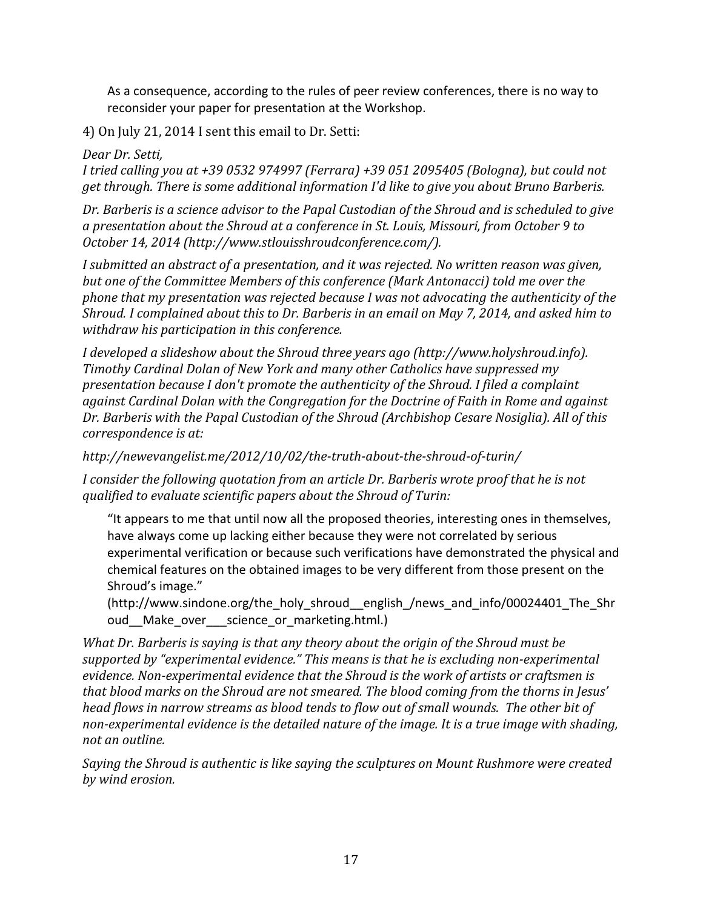> As a consequence, according to the rules of peer review conferences, there is no way to reconsider your paper for presentation at the Workshop.

4) On July 21, 2014 I sent this email to Dr. Setti:

*Dear Dr. Setti,*
*I tried calling you at +39 0532 974997 (Ferrara) +39 051 2095405 (Bologna), but could not get through. There is some additional information I'd like to give you about Bruno Barberis.*

*Dr. Barberis is a science advisor to the Papal Custodian of the Shroud and is scheduled to give a presentation about the Shroud at a conference in St. Louis, Missouri, from October 9 to October 14, 2014 (http://www.stlouisshroudconference.com/).*

*I submitted an abstract of a presentation, and it was rejected. No written reason was given, but one of the Committee Members of this conference (Mark Antonacci) told me over the phone that my presentation was rejected because I was not advocating the authenticity of the Shroud. I complained about this to Dr. Barberis in an email on May 7, 2014, and asked him to withdraw his participation in this conference.*

*I developed a slideshow about the Shroud three years ago (http://www.holyshroud.info). Timothy Cardinal Dolan of New York and many other Catholics have suppressed my presentation because I don't promote the authenticity of the Shroud. I filed a complaint against Cardinal Dolan with the Congregation for the Doctrine of Faith in Rome and against Dr. Barberis with the Papal Custodian of the Shroud (Archbishop Cesare Nosiglia). All of this correspondence is at:*

*http://newevangelist.me/2012/10/02/the-truth-about-the-shroud-of-turin/*

*I consider the following quotation from an article Dr. Barberis wrote proof that he is not qualified to evaluate scientific papers about the Shroud of Turin:*

> "It appears to me that until now all the proposed theories, interesting ones in themselves, have always come up lacking either because they were not correlated by serious experimental verification or because such verifications have demonstrated the physical and chemical features on the obtained images to be very different from those present on the Shroud's image."
> (http://www.sindone.org/the_holy_shroud__english_/news_and_info/00024401_The_Shroud__Make_over___science_or_marketing.html.)

*What Dr. Barberis is saying is that any theory about the origin of the Shroud must be supported by "experimental evidence." This means is that he is excluding non-experimental evidence. Non-experimental evidence that the Shroud is the work of artists or craftsmen is that blood marks on the Shroud are not smeared. The blood coming from the thorns in Jesus' head flows in narrow streams as blood tends to flow out of small wounds. The other bit of non-experimental evidence is the detailed nature of the image. It is a true image with shading, not an outline.*

*Saying the Shroud is authentic is like saying the sculptures on Mount Rushmore were created by wind erosion.*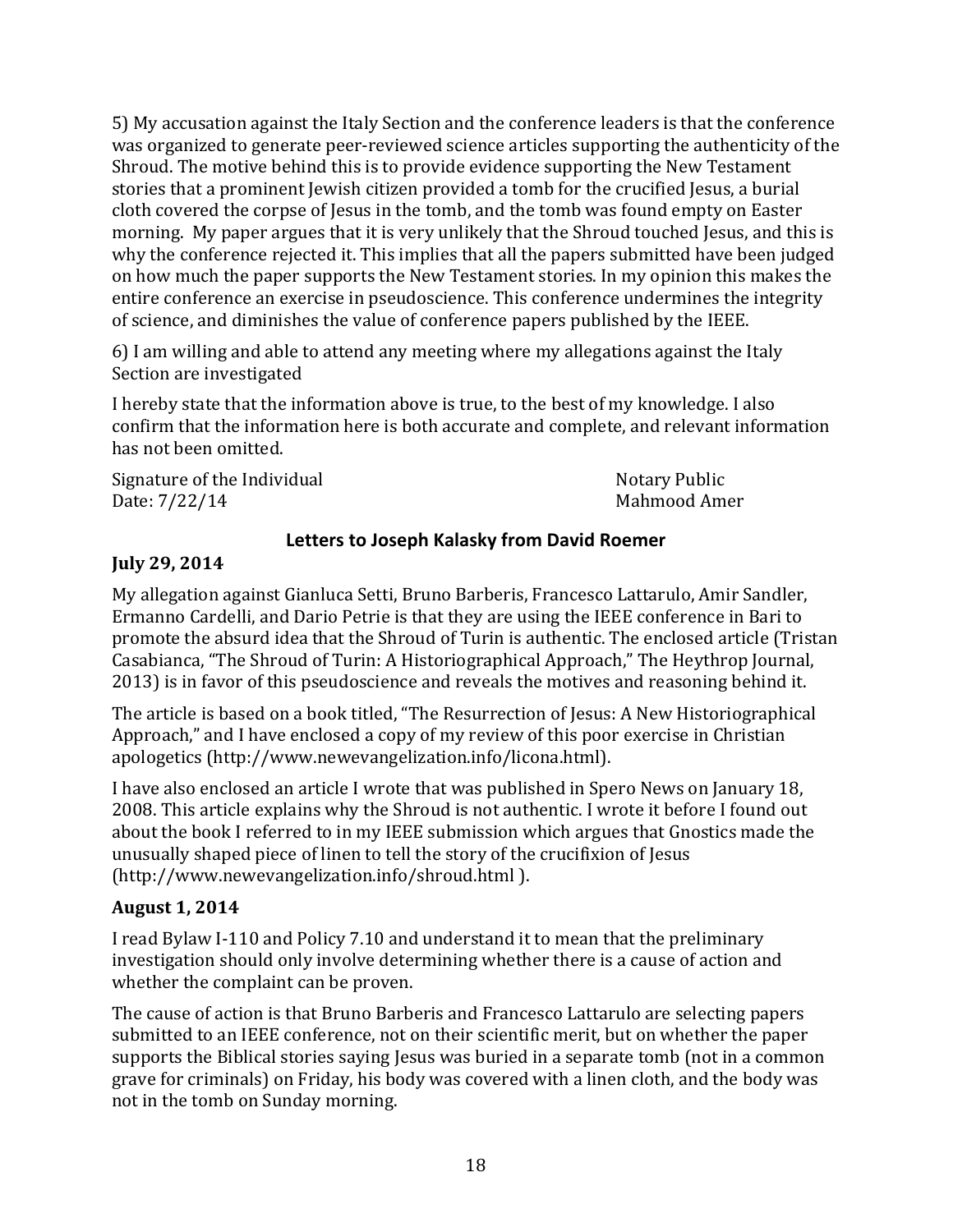5) My accusation against the Italy Section and the conference leaders is that the conference was organized to generate peer-reviewed science articles supporting the authenticity of the Shroud. The motive behind this is to provide evidence supporting the New Testament stories that a prominent Jewish citizen provided a tomb for the crucified Jesus, a burial cloth covered the corpse of Jesus in the tomb, and the tomb was found empty on Easter morning. My paper argues that it is very unlikely that the Shroud touched Jesus, and this is why the conference rejected it. This implies that all the papers submitted have been judged on how much the paper supports the New Testament stories. In my opinion this makes the entire conference an exercise in pseudoscience. This conference undermines the integrity of science, and diminishes the value of conference papers published by the IEEE.

6) I am willing and able to attend any meeting where my allegations against the Italy Section are investigated

I hereby state that the information above is true, to the best of my knowledge. I also confirm that the information here is both accurate and complete, and relevant information has not been omitted.

Signature of the Individual
Date: 7/22/14

Notary Public
Mahmood Amer

## Letters to Joseph Kalasky from David Roemer

**July 29, 2014**

My allegation against Gianluca Setti, Bruno Barberis, Francesco Lattarulo, Amir Sandler, Ermanno Cardelli, and Dario Petrie is that they are using the IEEE conference in Bari to promote the absurd idea that the Shroud of Turin is authentic. The enclosed article (Tristan Casabianca, "The Shroud of Turin: A Historiographical Approach," The Heythrop Journal, 2013) is in favor of this pseudoscience and reveals the motives and reasoning behind it.

The article is based on a book titled, "The Resurrection of Jesus: A New Historiographical Approach," and I have enclosed a copy of my review of this poor exercise in Christian apologetics (http://www.newevangelization.info/licona.html).

I have also enclosed an article I wrote that was published in Spero News on January 18, 2008. This article explains why the Shroud is not authentic. I wrote it before I found out about the book I referred to in my IEEE submission which argues that Gnostics made the unusually shaped piece of linen to tell the story of the crucifixion of Jesus (http://www.newevangelization.info/shroud.html ).

**August 1, 2014**

I read Bylaw I-110 and Policy 7.10 and understand it to mean that the preliminary investigation should only involve determining whether there is a cause of action and whether the complaint can be proven.

The cause of action is that Bruno Barberis and Francesco Lattarulo are selecting papers submitted to an IEEE conference, not on their scientific merit, but on whether the paper supports the Biblical stories saying Jesus was buried in a separate tomb (not in a common grave for criminals) on Friday, his body was covered with a linen cloth, and the body was not in the tomb on Sunday morning.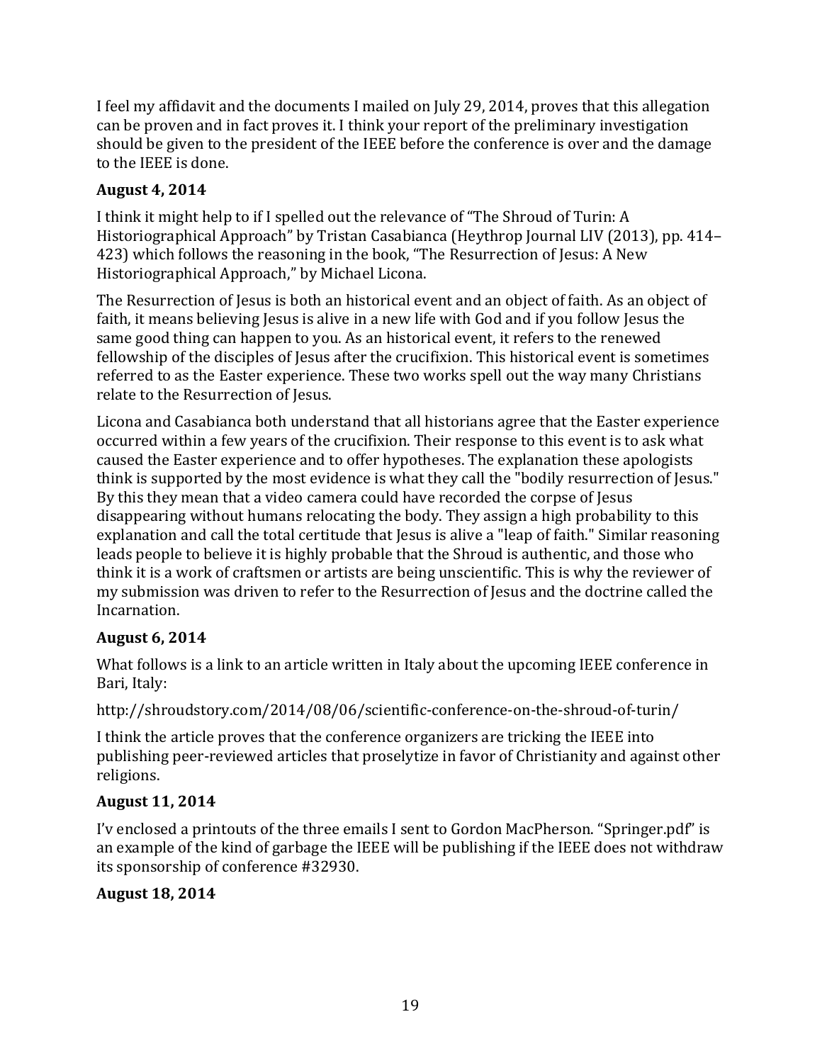I feel my affidavit and the documents I mailed on July 29, 2014, proves that this allegation can be proven and in fact proves it. I think your report of the preliminary investigation should be given to the president of the IEEE before the conference is over and the damage to the IEEE is done.

**August 4, 2014**

I think it might help to if I spelled out the relevance of "The Shroud of Turin: A Historiographical Approach" by Tristan Casabianca (Heythrop Journal LIV (2013), pp. 414–423) which follows the reasoning in the book, "The Resurrection of Jesus: A New Historiographical Approach," by Michael Licona.

The Resurrection of Jesus is both an historical event and an object of faith. As an object of faith, it means believing Jesus is alive in a new life with God and if you follow Jesus the same good thing can happen to you. As an historical event, it refers to the renewed fellowship of the disciples of Jesus after the crucifixion. This historical event is sometimes referred to as the Easter experience. These two works spell out the way many Christians relate to the Resurrection of Jesus.

Licona and Casabianca both understand that all historians agree that the Easter experience occurred within a few years of the crucifixion. Their response to this event is to ask what caused the Easter experience and to offer hypotheses. The explanation these apologists think is supported by the most evidence is what they call the "bodily resurrection of Jesus." By this they mean that a video camera could have recorded the corpse of Jesus disappearing without humans relocating the body. They assign a high probability to this explanation and call the total certitude that Jesus is alive a "leap of faith." Similar reasoning leads people to believe it is highly probable that the Shroud is authentic, and those who think it is a work of craftsmen or artists are being unscientific. This is why the reviewer of my submission was driven to refer to the Resurrection of Jesus and the doctrine called the Incarnation.

**August 6, 2014**

What follows is a link to an article written in Italy about the upcoming IEEE conference in Bari, Italy:

http://shroudstory.com/2014/08/06/scientific-conference-on-the-shroud-of-turin/

I think the article proves that the conference organizers are tricking the IEEE into publishing peer-reviewed articles that proselytize in favor of Christianity and against other religions.

**August 11, 2014**

I'v enclosed a printouts of the three emails I sent to Gordon MacPherson. "Springer.pdf" is an example of the kind of garbage the IEEE will be publishing if the IEEE does not withdraw its sponsorship of conference #32930.

**August 18, 2014**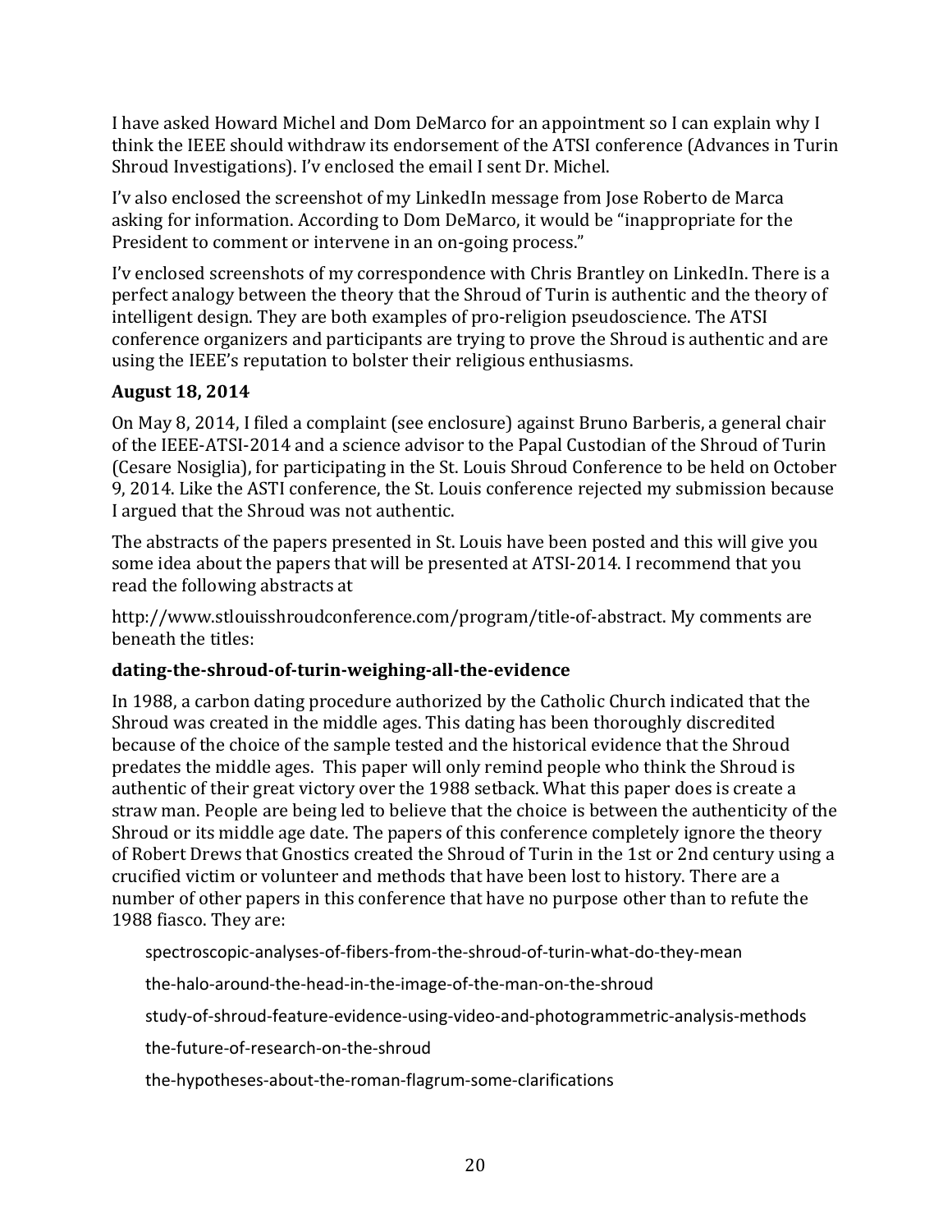I have asked Howard Michel and Dom DeMarco for an appointment so I can explain why I think the IEEE should withdraw its endorsement of the ATSI conference (Advances in Turin Shroud Investigations). I'v enclosed the email I sent Dr. Michel.

I'v also enclosed the screenshot of my LinkedIn message from Jose Roberto de Marca asking for information. According to Dom DeMarco, it would be "inappropriate for the President to comment or intervene in an on-going process."

I'v enclosed screenshots of my correspondence with Chris Brantley on LinkedIn. There is a perfect analogy between the theory that the Shroud of Turin is authentic and the theory of intelligent design. They are both examples of pro-religion pseudoscience. The ATSI conference organizers and participants are trying to prove the Shroud is authentic and are using the IEEE's reputation to bolster their religious enthusiasms.

**August 18, 2014**

On May 8, 2014, I filed a complaint (see enclosure) against Bruno Barberis, a general chair of the IEEE-ATSI-2014 and a science advisor to the Papal Custodian of the Shroud of Turin (Cesare Nosiglia), for participating in the St. Louis Shroud Conference to be held on October 9, 2014. Like the ASTI conference, the St. Louis conference rejected my submission because I argued that the Shroud was not authentic.

The abstracts of the papers presented in St. Louis have been posted and this will give you some idea about the papers that will be presented at ATSI-2014. I recommend that you read the following abstracts at

http://www.stlouisshroudconference.com/program/title-of-abstract. My comments are beneath the titles:

**dating-the-shroud-of-turin-weighing-all-the-evidence**

In 1988, a carbon dating procedure authorized by the Catholic Church indicated that the Shroud was created in the middle ages. This dating has been thoroughly discredited because of the choice of the sample tested and the historical evidence that the Shroud predates the middle ages. This paper will only remind people who think the Shroud is authentic of their great victory over the 1988 setback. What this paper does is create a straw man. People are being led to believe that the choice is between the authenticity of the Shroud or its middle age date. The papers of this conference completely ignore the theory of Robert Drews that Gnostics created the Shroud of Turin in the 1st or 2nd century using a crucified victim or volunteer and methods that have been lost to history. There are a number of other papers in this conference that have no purpose other than to refute the 1988 fiasco. They are:

- spectroscopic-analyses-of-fibers-from-the-shroud-of-turin-what-do-they-mean
- the-halo-around-the-head-in-the-image-of-the-man-on-the-shroud
- study-of-shroud-feature-evidence-using-video-and-photogrammetric-analysis-methods
- the-future-of-research-on-the-shroud
- the-hypotheses-about-the-roman-flagrum-some-clarifications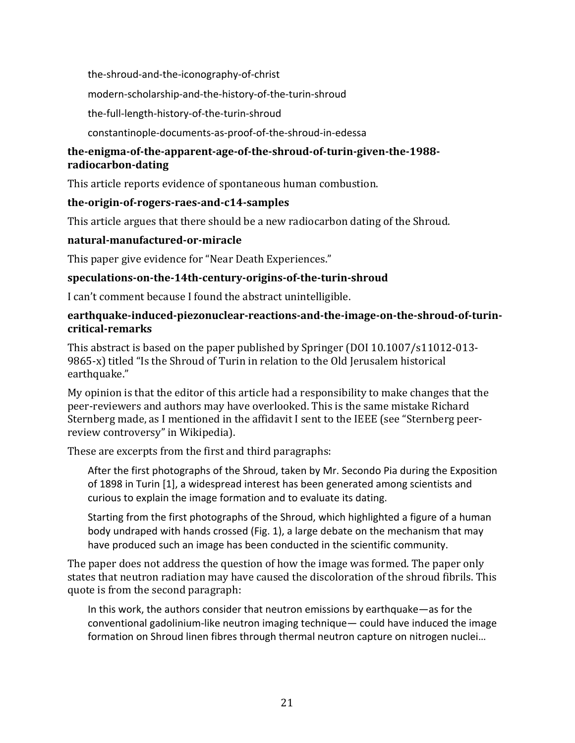the-shroud-and-the-iconography-of-christ

modern-scholarship-and-the-history-of-the-turin-shroud

the-full-length-history-of-the-turin-shroud

constantinople-documents-as-proof-of-the-shroud-in-edessa

**the-enigma-of-the-apparent-age-of-the-shroud-of-turin-given-the-1988-radiocarbon-dating**

This article reports evidence of spontaneous human combustion.

**the-origin-of-rogers-raes-and-c14-samples**

This article argues that there should be a new radiocarbon dating of the Shroud.

**natural-manufactured-or-miracle**

This paper give evidence for "Near Death Experiences."

**speculations-on-the-14th-century-origins-of-the-turin-shroud**

I can't comment because I found the abstract unintelligible.

**earthquake-induced-piezonuclear-reactions-and-the-image-on-the-shroud-of-turin-critical-remarks**

This abstract is based on the paper published by Springer (DOI 10.1007/s11012-013-9865-x) titled "Is the Shroud of Turin in relation to the Old Jerusalem historical earthquake."

My opinion is that the editor of this article had a responsibility to make changes that the peer-reviewers and authors may have overlooked. This is the same mistake Richard Sternberg made, as I mentioned in the affidavit I sent to the IEEE (see "Sternberg peer-review controversy" in Wikipedia).

These are excerpts from the first and third paragraphs:

> After the first photographs of the Shroud, taken by Mr. Secondo Pia during the Exposition of 1898 in Turin [1], a widespread interest has been generated among scientists and curious to explain the image formation and to evaluate its dating.
>
> Starting from the first photographs of the Shroud, which highlighted a figure of a human body undraped with hands crossed (Fig. 1), a large debate on the mechanism that may have produced such an image has been conducted in the scientific community.

The paper does not address the question of how the image was formed. The paper only states that neutron radiation may have caused the discoloration of the shroud fibrils. This quote is from the second paragraph:

> In this work, the authors consider that neutron emissions by earthquake—as for the conventional gadolinium-like neutron imaging technique— could have induced the image formation on Shroud linen fibres through thermal neutron capture on nitrogen nuclei…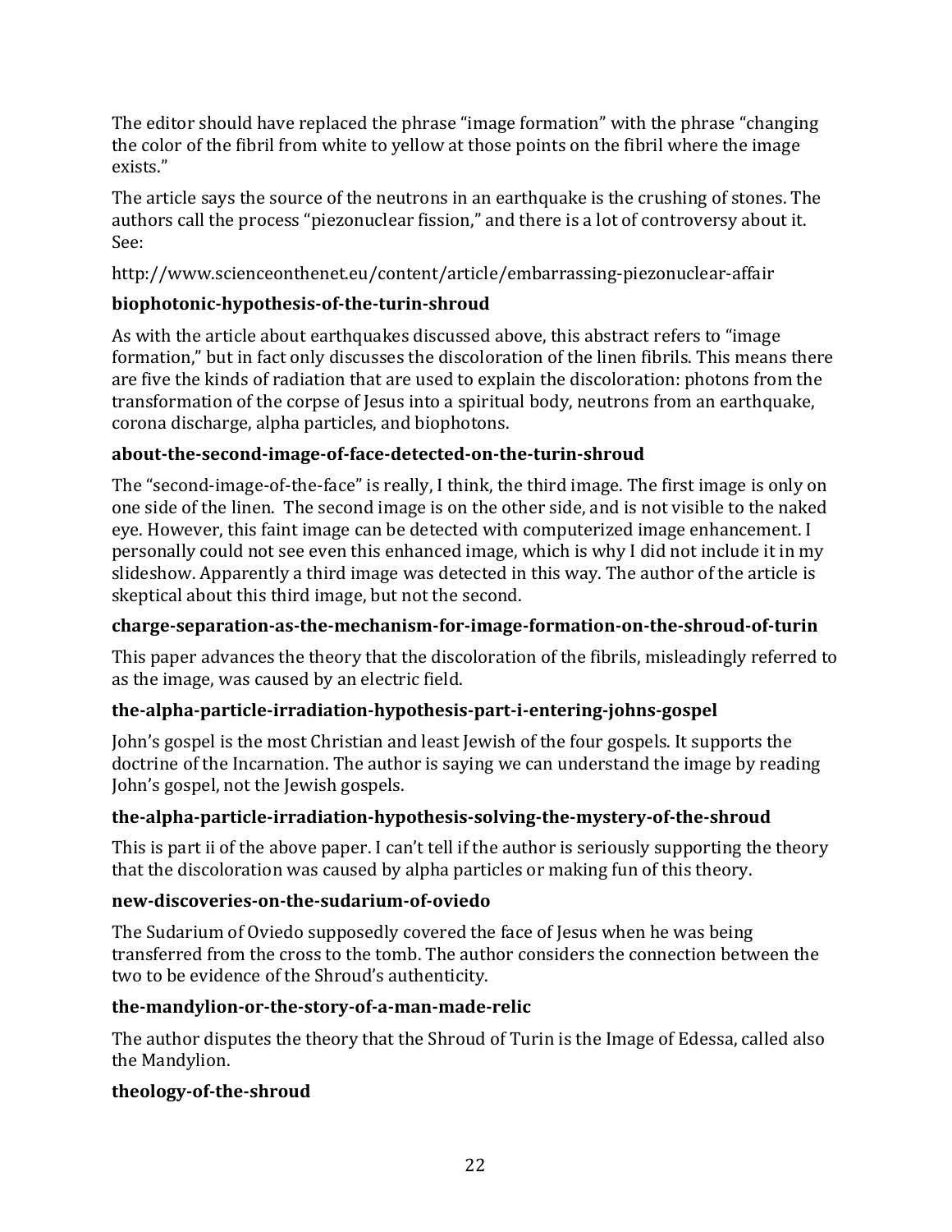The editor should have replaced the phrase "image formation" with the phrase "changing the color of the fibril from white to yellow at those points on the fibril where the image exists."

The article says the source of the neutrons in an earthquake is the crushing of stones. The authors call the process "piezonuclear fission," and there is a lot of controversy about it. See:

http://www.scienceonthenet.eu/content/article/embarrassing-piezonuclear-affair

**biophotonic-hypothesis-of-the-turin-shroud**

As with the article about earthquakes discussed above, this abstract refers to "image formation," but in fact only discusses the discoloration of the linen fibrils. This means there are five the kinds of radiation that are used to explain the discoloration: photons from the transformation of the corpse of Jesus into a spiritual body, neutrons from an earthquake, corona discharge, alpha particles, and biophotons.

**about-the-second-image-of-face-detected-on-the-turin-shroud**

The "second-image-of-the-face" is really, I think, the third image. The first image is only on one side of the linen. The second image is on the other side, and is not visible to the naked eye. However, this faint image can be detected with computerized image enhancement. I personally could not see even this enhanced image, which is why I did not include it in my slideshow. Apparently a third image was detected in this way. The author of the article is skeptical about this third image, but not the second.

**charge-separation-as-the-mechanism-for-image-formation-on-the-shroud-of-turin**

This paper advances the theory that the discoloration of the fibrils, misleadingly referred to as the image, was caused by an electric field.

**the-alpha-particle-irradiation-hypothesis-part-i-entering-johns-gospel**

John's gospel is the most Christian and least Jewish of the four gospels. It supports the doctrine of the Incarnation. The author is saying we can understand the image by reading John's gospel, not the Jewish gospels.

**the-alpha-particle-irradiation-hypothesis-solving-the-mystery-of-the-shroud**

This is part ii of the above paper. I can't tell if the author is seriously supporting the theory that the discoloration was caused by alpha particles or making fun of this theory.

**new-discoveries-on-the-sudarium-of-oviedo**

The Sudarium of Oviedo supposedly covered the face of Jesus when he was being transferred from the cross to the tomb. The author considers the connection between the two to be evidence of the Shroud's authenticity.

**the-mandylion-or-the-story-of-a-man-made-relic**

The author disputes the theory that the Shroud of Turin is the Image of Edessa, called also the Mandylion.

**theology-of-the-shroud**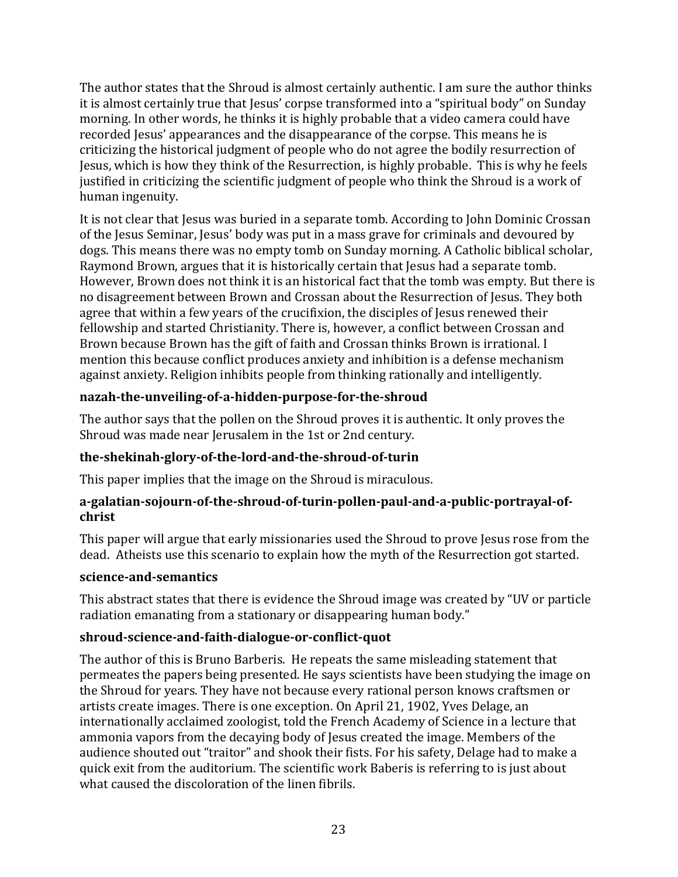The author states that the Shroud is almost certainly authentic. I am sure the author thinks it is almost certainly true that Jesus' corpse transformed into a "spiritual body" on Sunday morning. In other words, he thinks it is highly probable that a video camera could have recorded Jesus' appearances and the disappearance of the corpse. This means he is criticizing the historical judgment of people who do not agree the bodily resurrection of Jesus, which is how they think of the Resurrection, is highly probable. This is why he feels justified in criticizing the scientific judgment of people who think the Shroud is a work of human ingenuity.

It is not clear that Jesus was buried in a separate tomb. According to John Dominic Crossan of the Jesus Seminar, Jesus' body was put in a mass grave for criminals and devoured by dogs. This means there was no empty tomb on Sunday morning. A Catholic biblical scholar, Raymond Brown, argues that it is historically certain that Jesus had a separate tomb. However, Brown does not think it is an historical fact that the tomb was empty. But there is no disagreement between Brown and Crossan about the Resurrection of Jesus. They both agree that within a few years of the crucifixion, the disciples of Jesus renewed their fellowship and started Christianity. There is, however, a conflict between Crossan and Brown because Brown has the gift of faith and Crossan thinks Brown is irrational. I mention this because conflict produces anxiety and inhibition is a defense mechanism against anxiety. Religion inhibits people from thinking rationally and intelligently.

**nazah-the-unveiling-of-a-hidden-purpose-for-the-shroud**

The author says that the pollen on the Shroud proves it is authentic. It only proves the Shroud was made near Jerusalem in the 1st or 2nd century.

**the-shekinah-glory-of-the-lord-and-the-shroud-of-turin**

This paper implies that the image on the Shroud is miraculous.

**a-galatian-sojourn-of-the-shroud-of-turin-pollen-paul-and-a-public-portrayal-of-christ**

This paper will argue that early missionaries used the Shroud to prove Jesus rose from the dead. Atheists use this scenario to explain how the myth of the Resurrection got started.

**science-and-semantics**

This abstract states that there is evidence the Shroud image was created by "UV or particle radiation emanating from a stationary or disappearing human body."

**shroud-science-and-faith-dialogue-or-conflict-quot**

The author of this is Bruno Barberis. He repeats the same misleading statement that permeates the papers being presented. He says scientists have been studying the image on the Shroud for years. They have not because every rational person knows craftsmen or artists create images. There is one exception. On April 21, 1902, Yves Delage, an internationally acclaimed zoologist, told the French Academy of Science in a lecture that ammonia vapors from the decaying body of Jesus created the image. Members of the audience shouted out "traitor" and shook their fists. For his safety, Delage had to make a quick exit from the auditorium. The scientific work Baberis is referring to is just about what caused the discoloration of the linen fibrils.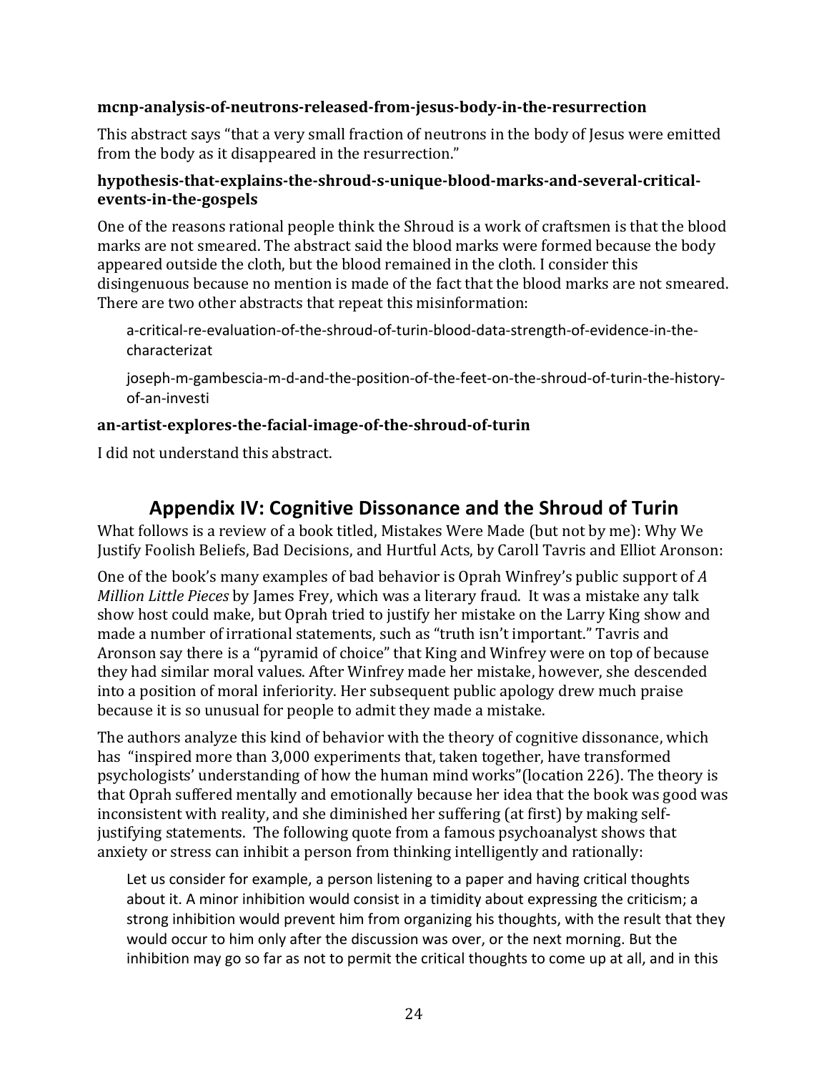**mcnp-analysis-of-neutrons-released-from-jesus-body-in-the-resurrection**

This abstract says "that a very small fraction of neutrons in the body of Jesus were emitted from the body as it disappeared in the resurrection."

**hypothesis-that-explains-the-shroud-s-unique-blood-marks-and-several-critical-events-in-the-gospels**

One of the reasons rational people think the Shroud is a work of craftsmen is that the blood marks are not smeared. The abstract said the blood marks were formed because the body appeared outside the cloth, but the blood remained in the cloth. I consider this disingenuous because no mention is made of the fact that the blood marks are not smeared. There are two other abstracts that repeat this misinformation:

> a-critical-re-evaluation-of-the-shroud-of-turin-blood-data-strength-of-evidence-in-the-characterizat
>
> joseph-m-gambescia-m-d-and-the-position-of-the-feet-on-the-shroud-of-turin-the-history-of-an-investi

**an-artist-explores-the-facial-image-of-the-shroud-of-turin**

I did not understand this abstract.

## Appendix IV: Cognitive Dissonance and the Shroud of Turin

What follows is a review of a book titled, Mistakes Were Made (but not by me): Why We Justify Foolish Beliefs, Bad Decisions, and Hurtful Acts, by Caroll Tavris and Elliot Aronson:

One of the book's many examples of bad behavior is Oprah Winfrey's public support of *A Million Little Pieces* by James Frey, which was a literary fraud. It was a mistake any talk show host could make, but Oprah tried to justify her mistake on the Larry King show and made a number of irrational statements, such as "truth isn't important." Tavris and Aronson say there is a "pyramid of choice" that King and Winfrey were on top of because they had similar moral values. After Winfrey made her mistake, however, she descended into a position of moral inferiority. Her subsequent public apology drew much praise because it is so unusual for people to admit they made a mistake.

The authors analyze this kind of behavior with the theory of cognitive dissonance, which has "inspired more than 3,000 experiments that, taken together, have transformed psychologists' understanding of how the human mind works"(location 226). The theory is that Oprah suffered mentally and emotionally because her idea that the book was good was inconsistent with reality, and she diminished her suffering (at first) by making self-justifying statements. The following quote from a famous psychoanalyst shows that anxiety or stress can inhibit a person from thinking intelligently and rationally:

> Let us consider for example, a person listening to a paper and having critical thoughts about it. A minor inhibition would consist in a timidity about expressing the criticism; a strong inhibition would prevent him from organizing his thoughts, with the result that they would occur to him only after the discussion was over, or the next morning. But the inhibition may go so far as not to permit the critical thoughts to come up at all, and in this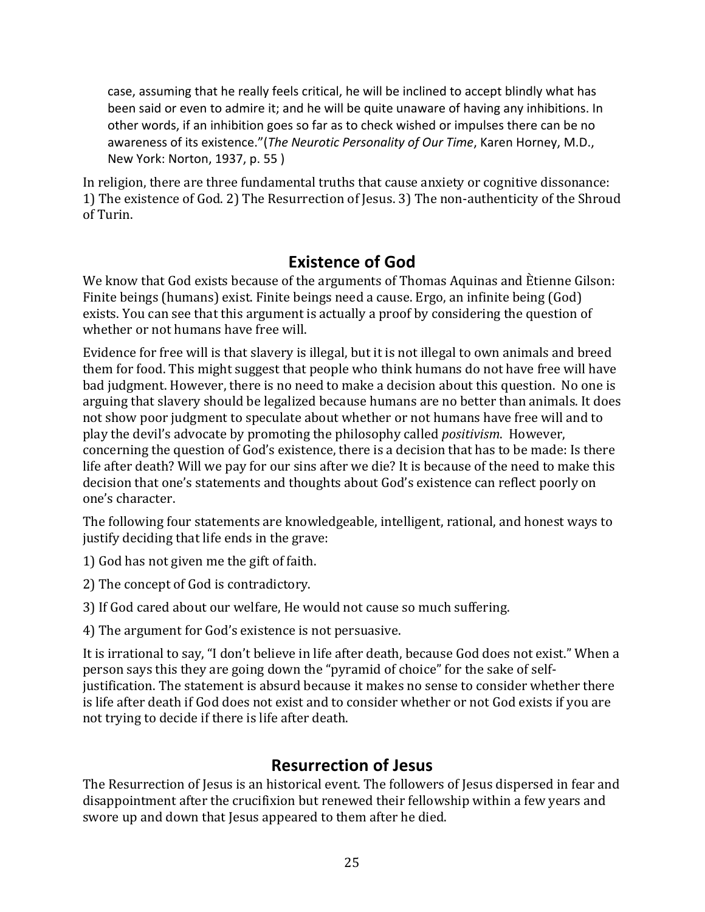> case, assuming that he really feels critical, he will be inclined to accept blindly what has been said or even to admire it; and he will be quite unaware of having any inhibitions. In other words, if an inhibition goes so far as to check wished or impulses there can be no awareness of its existence."(*The Neurotic Personality of Our Time*, Karen Horney, M.D., New York: Norton, 1937, p. 55 )

In religion, there are three fundamental truths that cause anxiety or cognitive dissonance: 1) The existence of God. 2) The Resurrection of Jesus. 3) The non-authenticity of the Shroud of Turin.

## Existence of God

We know that God exists because of the arguments of Thomas Aquinas and Ètienne Gilson: Finite beings (humans) exist. Finite beings need a cause. Ergo, an infinite being (God) exists. You can see that this argument is actually a proof by considering the question of whether or not humans have free will.

Evidence for free will is that slavery is illegal, but it is not illegal to own animals and breed them for food. This might suggest that people who think humans do not have free will have bad judgment. However, there is no need to make a decision about this question. No one is arguing that slavery should be legalized because humans are no better than animals. It does not show poor judgment to speculate about whether or not humans have free will and to play the devil's advocate by promoting the philosophy called *positivism*. However, concerning the question of God's existence, there is a decision that has to be made: Is there life after death? Will we pay for our sins after we die? It is because of the need to make this decision that one's statements and thoughts about God's existence can reflect poorly on one's character.

The following four statements are knowledgeable, intelligent, rational, and honest ways to justify deciding that life ends in the grave:

1) God has not given me the gift of faith.

2) The concept of God is contradictory.

3) If God cared about our welfare, He would not cause so much suffering.

4) The argument for God's existence is not persuasive.

It is irrational to say, "I don't believe in life after death, because God does not exist." When a person says this they are going down the "pyramid of choice" for the sake of self-justification. The statement is absurd because it makes no sense to consider whether there is life after death if God does not exist and to consider whether or not God exists if you are not trying to decide if there is life after death.

## Resurrection of Jesus

The Resurrection of Jesus is an historical event. The followers of Jesus dispersed in fear and disappointment after the crucifixion but renewed their fellowship within a few years and swore up and down that Jesus appeared to them after he died.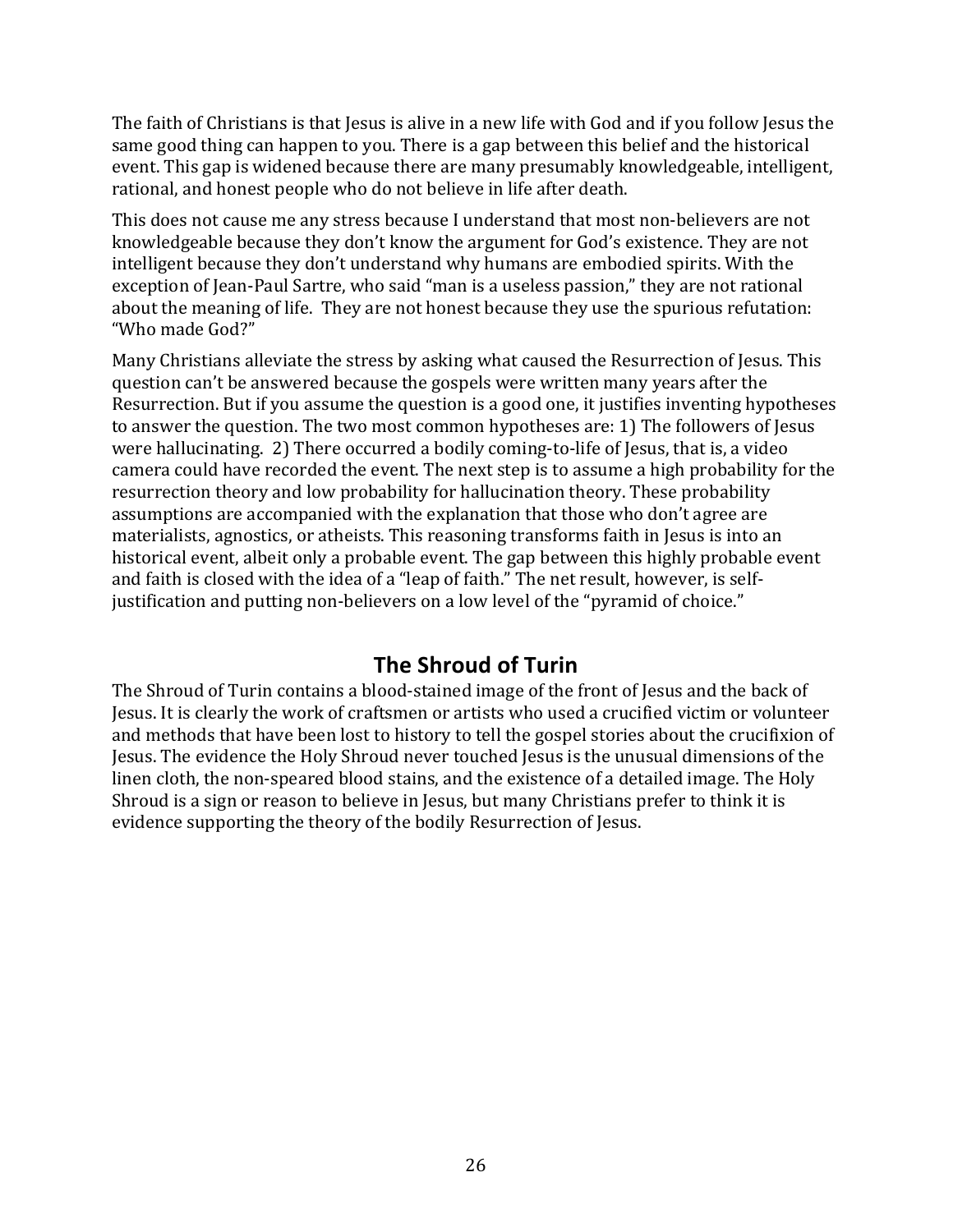The faith of Christians is that Jesus is alive in a new life with God and if you follow Jesus the same good thing can happen to you. There is a gap between this belief and the historical event. This gap is widened because there are many presumably knowledgeable, intelligent, rational, and honest people who do not believe in life after death.

This does not cause me any stress because I understand that most non-believers are not knowledgeable because they don't know the argument for God's existence. They are not intelligent because they don't understand why humans are embodied spirits. With the exception of Jean-Paul Sartre, who said "man is a useless passion," they are not rational about the meaning of life. They are not honest because they use the spurious refutation: "Who made God?"

Many Christians alleviate the stress by asking what caused the Resurrection of Jesus. This question can't be answered because the gospels were written many years after the Resurrection. But if you assume the question is a good one, it justifies inventing hypotheses to answer the question. The two most common hypotheses are: 1) The followers of Jesus were hallucinating. 2) There occurred a bodily coming-to-life of Jesus, that is, a video camera could have recorded the event. The next step is to assume a high probability for the resurrection theory and low probability for hallucination theory. These probability assumptions are accompanied with the explanation that those who don't agree are materialists, agnostics, or atheists. This reasoning transforms faith in Jesus is into an historical event, albeit only a probable event. The gap between this highly probable event and faith is closed with the idea of a "leap of faith." The net result, however, is self-justification and putting non-believers on a low level of the "pyramid of choice."

## The Shroud of Turin

The Shroud of Turin contains a blood-stained image of the front of Jesus and the back of Jesus. It is clearly the work of craftsmen or artists who used a crucified victim or volunteer and methods that have been lost to history to tell the gospel stories about the crucifixion of Jesus. The evidence the Holy Shroud never touched Jesus is the unusual dimensions of the linen cloth, the non-speared blood stains, and the existence of a detailed image. The Holy Shroud is a sign or reason to believe in Jesus, but many Christians prefer to think it is evidence supporting the theory of the bodily Resurrection of Jesus.